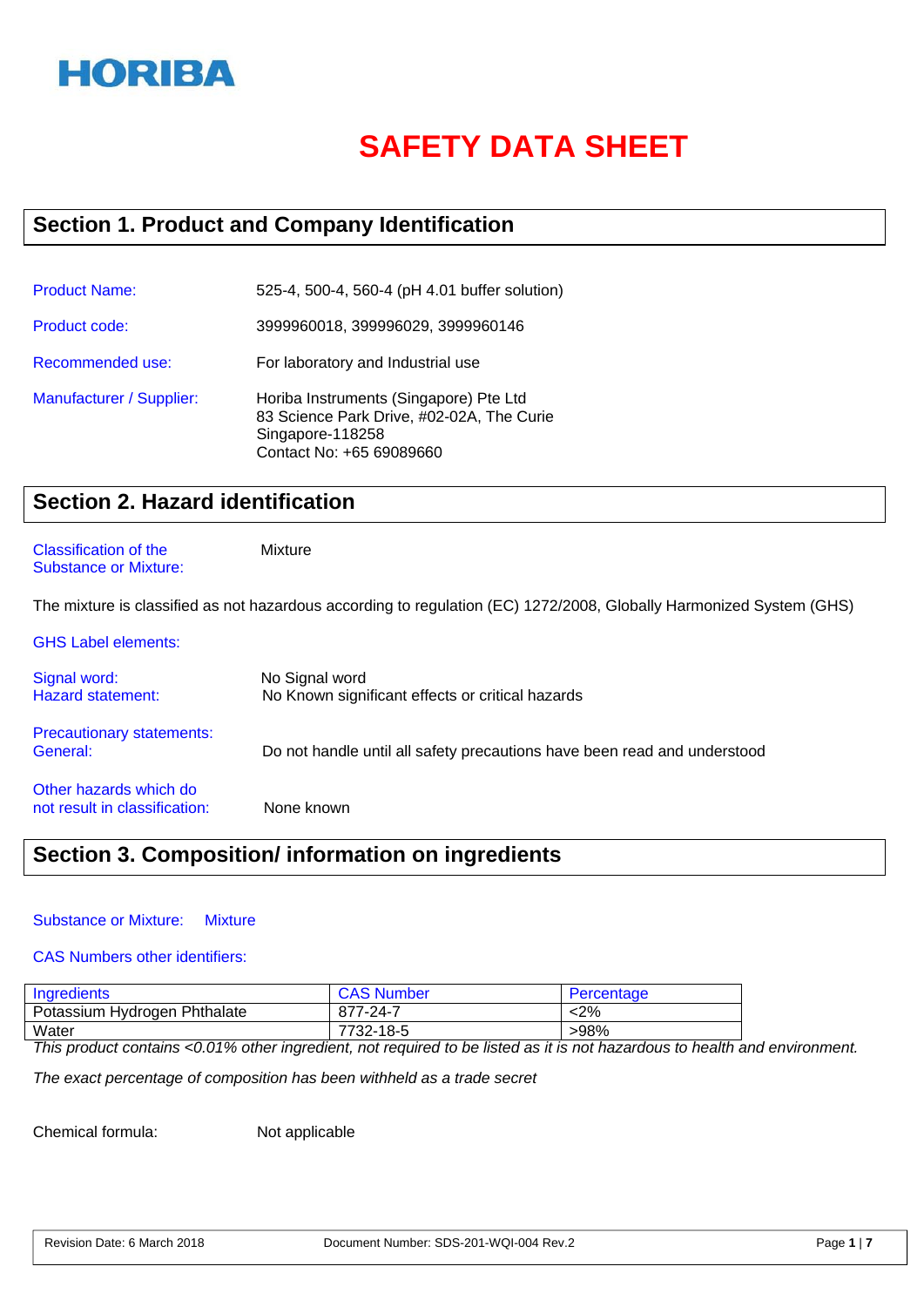HORIBA

# SAFETY DATA SHEET

## Section 1. Product and Company Identification

**Product Name:** 525-4, 500-4, 560-4 (pH 4.01 buffer solution)

**Product code:** 3999960018, 399996029, 3999960146

**Recommended use:** For laboratory and Industrial use

**Manufacturer / Supplier:** Horiba Instruments (Singapore) Pte Ltd
83 Science Park Drive, #02-02A, The Curie
Singapore-118258
Contact No: +65 69089660

## Section 2. Hazard identification

**Classification of the Substance or Mixture:** Mixture

The mixture is classified as not hazardous according to regulation (EC) 1272/2008, Globally Harmonized System (GHS)

**GHS Label elements:**

**Signal word:** No Signal word
**Hazard statement:** No Known significant effects or critical hazards

**Precautionary statements:**
**General:** Do not handle until all safety precautions have been read and understood

**Other hazards which do not result in classification:** None known

## Section 3. Composition/ information on ingredients

**Substance or Mixture:** Mixture

**CAS Numbers other identifiers:**

| Ingredients | CAS Number | Percentage |
|---|---|---|
| Potassium Hydrogen Phthalate | 877-24-7 | <2% |
| Water | 7732-18-5 | >98% |

*This product contains <0.01% other ingredient, not required to be listed as it is not hazardous to health and environment.*

*The exact percentage of composition has been withheld as a trade secret*

Chemical formula: Not applicable

Revision Date: 6 March 2018 Document Number: SDS-201-WQI-004 Rev.2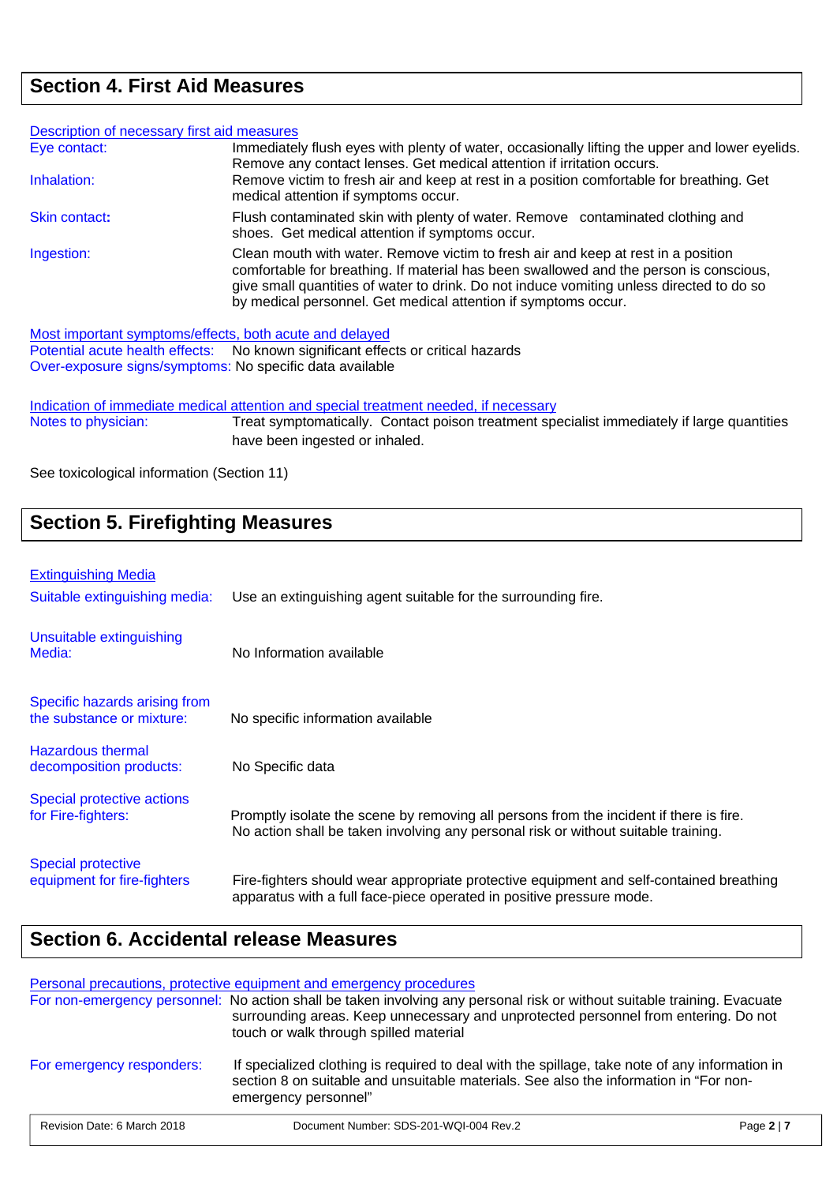## Section 4. First Aid Measures

Description of necessary first aid measures

| | |
|---|---|
| Eye contact: | Immediately flush eyes with plenty of water, occasionally lifting the upper and lower eyelids. Remove any contact lenses. Get medical attention if irritation occurs. |
| Inhalation: | Remove victim to fresh air and keep at rest in a position comfortable for breathing. Get medical attention if symptoms occur. |
| Skin contact: | Flush contaminated skin with plenty of water. Remove contaminated clothing and shoes. Get medical attention if symptoms occur. |
| Ingestion: | Clean mouth with water. Remove victim to fresh air and keep at rest in a position comfortable for breathing. If material has been swallowed and the person is conscious, give small quantities of water to drink. Do not induce vomiting unless directed to do so by medical personnel. Get medical attention if symptoms occur. |

Most important symptoms/effects, both acute and delayed

Potential acute health effects: No known significant effects or critical hazards

Over-exposure signs/symptoms: No specific data available

Indication of immediate medical attention and special treatment needed, if necessary

| | |
|---|---|
| Notes to physician: | Treat symptomatically. Contact poison treatment specialist immediately if large quantities have been ingested or inhaled. |

See toxicological information (Section 11)

## Section 5. Firefighting Measures

Extinguishing Media

| | |
|---|---|
| Suitable extinguishing media: | Use an extinguishing agent suitable for the surrounding fire. |
| Unsuitable extinguishing Media: | No Information available |
| Specific hazards arising from the substance or mixture: | No specific information available |
| Hazardous thermal decomposition products: | No Specific data |
| Special protective actions for Fire-fighters: | Promptly isolate the scene by removing all persons from the incident if there is fire. No action shall be taken involving any personal risk or without suitable training. |
| Special protective equipment for fire-fighters | Fire-fighters should wear appropriate protective equipment and self-contained breathing apparatus with a full face-piece operated in positive pressure mode. |

## Section 6. Accidental release Measures

Personal precautions, protective equipment and emergency procedures

| | |
|---|---|
| For non-emergency personnel: | No action shall be taken involving any personal risk or without suitable training. Evacuate surrounding areas. Keep unnecessary and unprotected personnel from entering. Do not touch or walk through spilled material |
| For emergency responders: | If specialized clothing is required to deal with the spillage, take note of any information in section 8 on suitable and unsuitable materials. See also the information in "For non-emergency personnel" |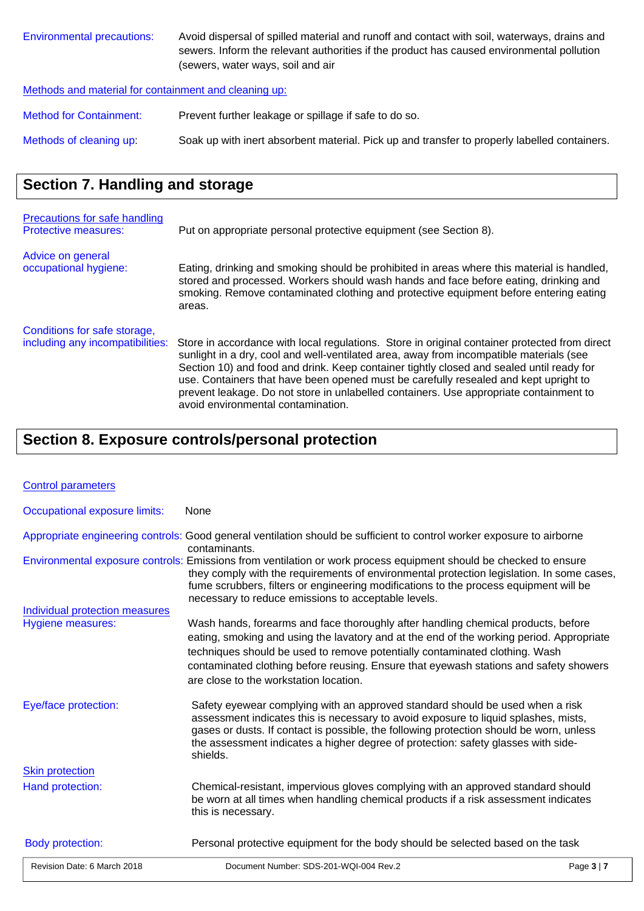**Environmental precautions:** Avoid dispersal of spilled material and runoff and contact with soil, waterways, drains and sewers. Inform the relevant authorities if the product has caused environmental pollution (sewers, water ways, soil and air

**Methods and material for containment and cleaning up:**

**Method for Containment:** Prevent further leakage or spillage if safe to do so.

**Methods of cleaning up:** Soak up with inert absorbent material. Pick up and transfer to properly labelled containers.

## Section 7. Handling and storage

**Precautions for safe handling**

**Protective measures:** Put on appropriate personal protective equipment (see Section 8).

**Advice on general occupational hygiene:** Eating, drinking and smoking should be prohibited in areas where this material is handled, stored and processed. Workers should wash hands and face before eating, drinking and smoking. Remove contaminated clothing and protective equipment before entering eating areas.

**Conditions for safe storage, including any incompatibilities:** Store in accordance with local regulations. Store in original container protected from direct sunlight in a dry, cool and well-ventilated area, away from incompatible materials (see Section 10) and food and drink. Keep container tightly closed and sealed until ready for use. Containers that have been opened must be carefully resealed and kept upright to prevent leakage. Do not store in unlabelled containers. Use appropriate containment to avoid environmental contamination.

## Section 8. Exposure controls/personal protection

**Control parameters**

**Occupational exposure limits:** None

**Appropriate engineering controls:** Good general ventilation should be sufficient to control worker exposure to airborne contaminants.

**Environmental exposure controls:** Emissions from ventilation or work process equipment should be checked to ensure they comply with the requirements of environmental protection legislation. In some cases, fume scrubbers, filters or engineering modifications to the process equipment will be necessary to reduce emissions to acceptable levels.

**Individual protection measures**

**Hygiene measures:** Wash hands, forearms and face thoroughly after handling chemical products, before eating, smoking and using the lavatory and at the end of the working period. Appropriate techniques should be used to remove potentially contaminated clothing. Wash contaminated clothing before reusing. Ensure that eyewash stations and safety showers are close to the workstation location.

**Eye/face protection:** Safety eyewear complying with an approved standard should be used when a risk assessment indicates this is necessary to avoid exposure to liquid splashes, mists, gases or dusts. If contact is possible, the following protection should be worn, unless the assessment indicates a higher degree of protection: safety glasses with side-shields.

**Skin protection**

**Hand protection:** Chemical-resistant, impervious gloves complying with an approved standard should be worn at all times when handling chemical products if a risk assessment indicates this is necessary.

**Body protection:** Personal protective equipment for the body should be selected based on the task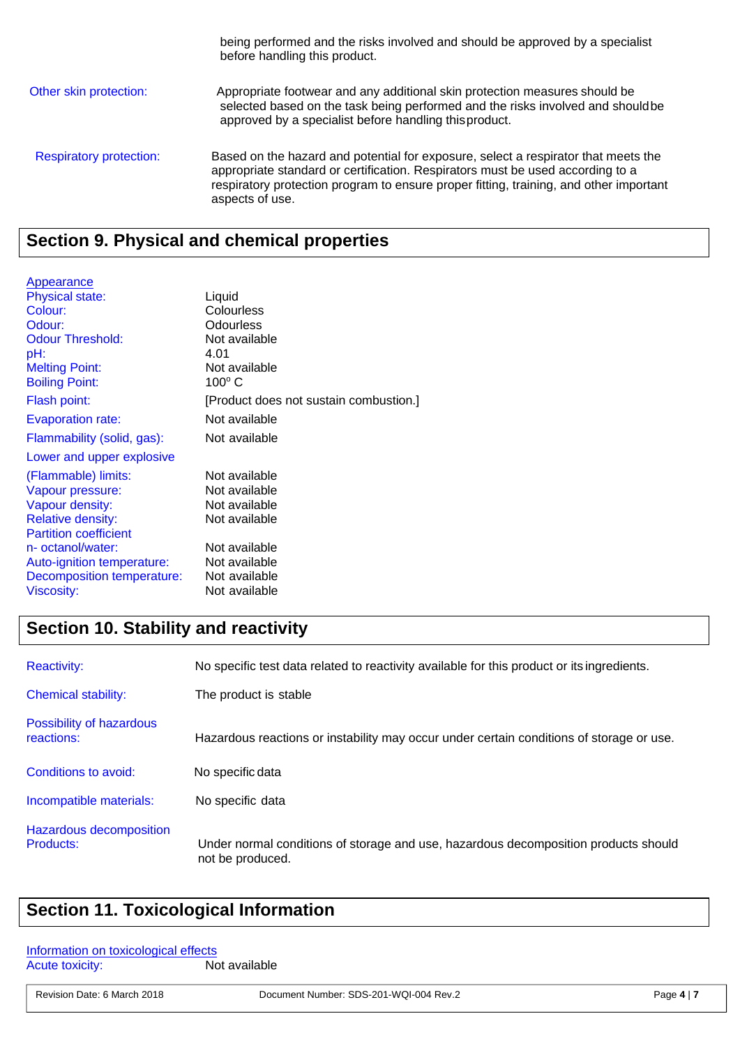being performed and the risks involved and should be approved by a specialist before handling this product.

| | |
|---|---|
| Other skin protection: | Appropriate footwear and any additional skin protection measures should be selected based on the task being performed and the risks involved and should be approved by a specialist before handling this product. |
| Respiratory protection: | Based on the hazard and potential for exposure, select a respirator that meets the appropriate standard or certification. Respirators must be used according to a respiratory protection program to ensure proper fitting, training, and other important aspects of use. |

## Section 9. Physical and chemical properties

Appearance

| | |
|---|---|
| Physical state: | Liquid |
| Colour: | Colourless |
| Odour: | Odourless |
| Odour Threshold: | Not available |
| pH: | 4.01 |
| Melting Point: | Not available |
| Boiling Point: | 100° C |
| Flash point: | [Product does not sustain combustion.] |
| Evaporation rate: | Not available |
| Flammability (solid, gas): | Not available |
| Lower and upper explosive (Flammable) limits: | Not available |
| Vapour pressure: | Not available |
| Vapour density: | Not available |
| Relative density: | Not available |
| Partition coefficient n- octanol/water: | Not available |
| Auto-ignition temperature: | Not available |
| Decomposition temperature: | Not available |
| Viscosity: | Not available |

## Section 10. Stability and reactivity

| | |
|---|---|
| Reactivity: | No specific test data related to reactivity available for this product or its ingredients. |
| Chemical stability: | The product is stable |
| Possibility of hazardous reactions: | Hazardous reactions or instability may occur under certain conditions of storage or use. |
| Conditions to avoid: | No specific data |
| Incompatible materials: | No specific data |
| Hazardous decomposition Products: | Under normal conditions of storage and use, hazardous decomposition products should not be produced. |

## Section 11. Toxicological Information

Information on toxicological effects

| | |
|---|---|
| Acute toxicity: | Not available |

Revision Date: 6 March 2018 Document Number: SDS-201-WQI-004 Rev.2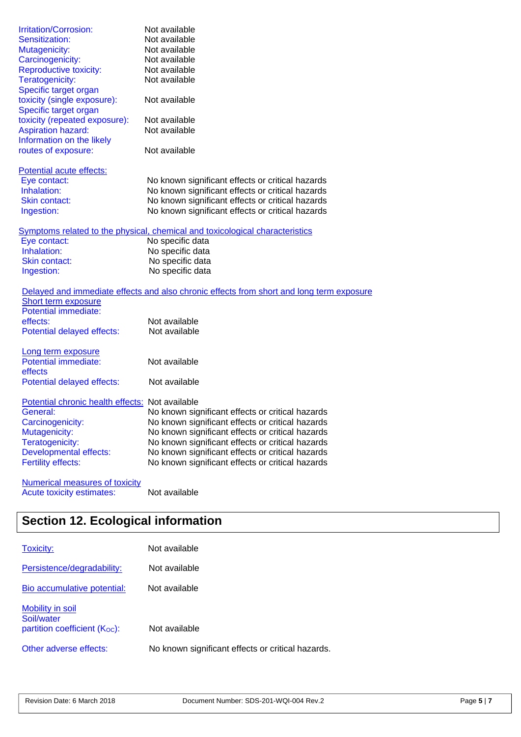| | |
|---|---|
| Irritation/Corrosion: | Not available |
| Sensitization: | Not available |
| Mutagenicity: | Not available |
| Carcinogenicity: | Not available |
| Reproductive toxicity: | Not available |
| Teratogenicity: | Not available |
| Specific target organ toxicity (single exposure): | Not available |
| Specific target organ toxicity (repeated exposure): | Not available |
| Aspiration hazard: | Not available |
| Information on the likely routes of exposure: | Not available |

**Potential acute effects:**

| | |
|---|---|
| Eye contact: | No known significant effects or critical hazards |
| Inhalation: | No known significant effects or critical hazards |
| Skin contact: | No known significant effects or critical hazards |
| Ingestion: | No known significant effects or critical hazards |

**Symptoms related to the physical, chemical and toxicological characteristics**

| | |
|---|---|
| Eye contact: | No specific data |
| Inhalation: | No specific data |
| Skin contact: | No specific data |
| Ingestion: | No specific data |

**Delayed and immediate effects and also chronic effects from short and long term exposure**

**Short term exposure**

| | |
|---|---|
| Potential immediate: effects: | Not available |
| Potential delayed effects: | Not available |

**Long term exposure**

| | |
|---|---|
| Potential immediate: effects | Not available |
| Potential delayed effects: | Not available |

| | |
|---|---|
| Potential chronic health effects: | Not available |
| General: | No known significant effects or critical hazards |
| Carcinogenicity: | No known significant effects or critical hazards |
| Mutagenicity: | No known significant effects or critical hazards |
| Teratogenicity: | No known significant effects or critical hazards |
| Developmental effects: | No known significant effects or critical hazards |
| Fertility effects: | No known significant effects or critical hazards |

**Numerical measures of toxicity**

| | |
|---|---|
| Acute toxicity estimates: | Not available |

## Section 12. Ecological information

| | |
|---|---|
| Toxicity: | Not available |
| Persistence/degradability: | Not available |
| Bio accumulative potential: | Not available |

**Mobility in soil**

| | |
|---|---|
| Soil/water partition coefficient ($K_{OC}$): | Not available |
| Other adverse effects: | No known significant effects or critical hazards. |

Revision Date: 6 March 2018 Document Number: SDS-201-WQI-004 Rev.2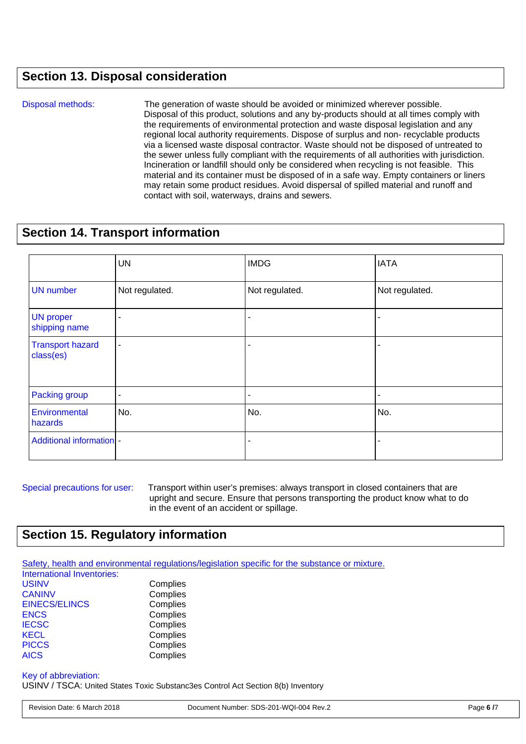## Section 13. Disposal consideration

**Disposal methods:** The generation of waste should be avoided or minimized wherever possible. Disposal of this product, solutions and any by-products should at all times comply with the requirements of environmental protection and waste disposal legislation and any regional local authority requirements. Dispose of surplus and non- recyclable products via a licensed waste disposal contractor. Waste should not be disposed of untreated to the sewer unless fully compliant with the requirements of all authorities with jurisdiction. Incineration or landfill should only be considered when recycling is not feasible. This material and its container must be disposed of in a safe way. Empty containers or liners may retain some product residues. Avoid dispersal of spilled material and runoff and contact with soil, waterways, drains and sewers.

## Section 14. Transport information

| | UN | IMDG | IATA |
|---|---|---|---|
| UN number | Not regulated. | Not regulated. | Not regulated. |
| UN proper shipping name | - | - | - |
| Transport hazard class(es) | - | - | - |
| Packing group | - | - | - |
| Environmental hazards | No. | No. | No. |
| Additional information | - | - | - |

**Special precautions for user:** Transport within user's premises: always transport in closed containers that are upright and secure. Ensure that persons transporting the product know what to do in the event of an accident or spillage.

## Section 15. Regulatory information

Safety, health and environmental regulations/legislation specific for the substance or mixture.

International Inventories:

| | |
|---|---|
| USINV | Complies |
| CANINV | Complies |
| EINECS/ELINCS | Complies |
| ENCS | Complies |
| IECSC | Complies |
| KECL | Complies |
| PICCS | Complies |
| AICS | Complies |

Key of abbreviation:

USINV / TSCA: United States Toxic Substanc3es Control Act Section 8(b) Inventory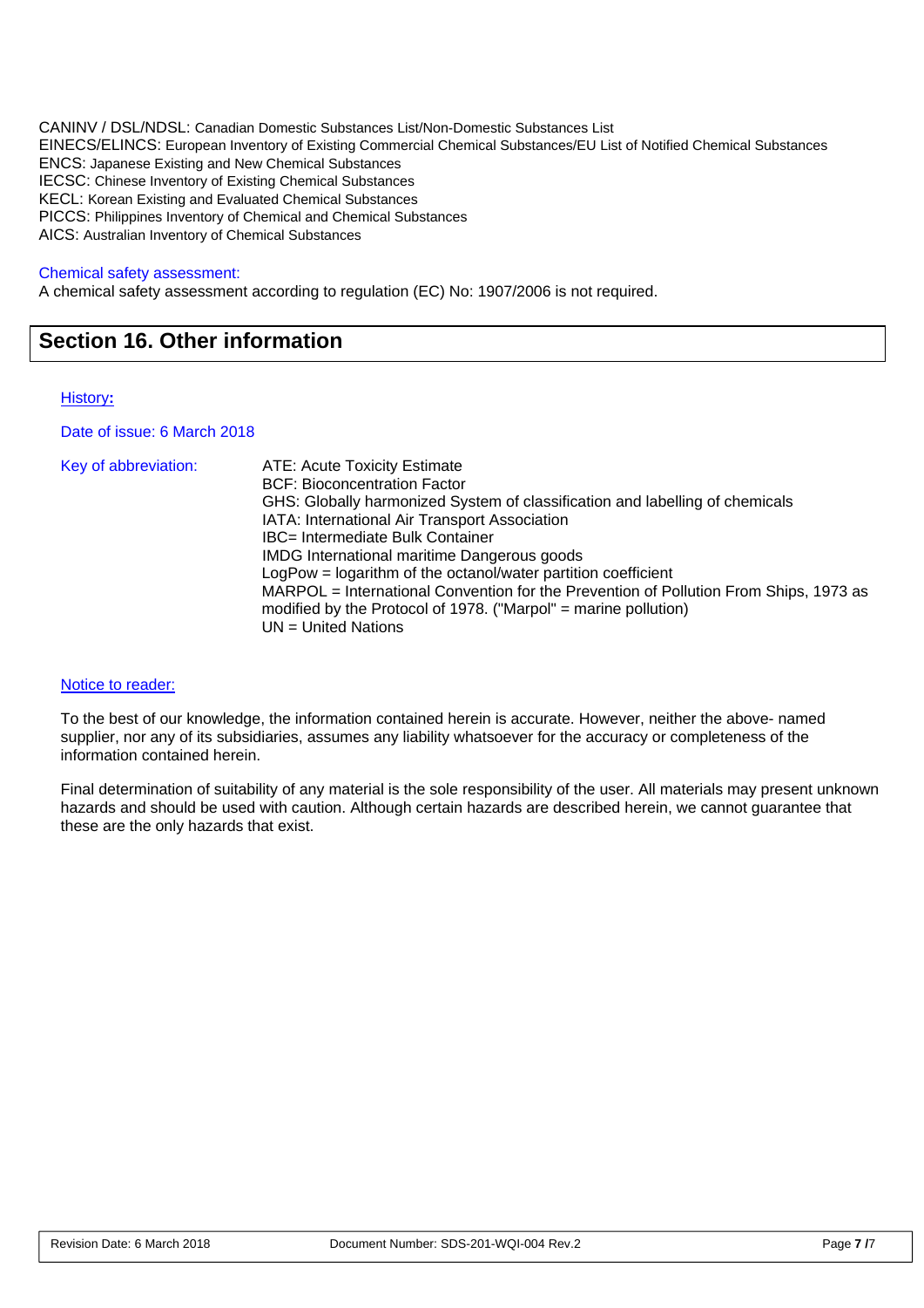CANINV / DSL/NDSL: Canadian Domestic Substances List/Non-Domestic Substances List
EINECS/ELINCS: European Inventory of Existing Commercial Chemical Substances/EU List of Notified Chemical Substances
ENCS: Japanese Existing and New Chemical Substances
IECSC: Chinese Inventory of Existing Chemical Substances
KECL: Korean Existing and Evaluated Chemical Substances
PICCS: Philippines Inventory of Chemical and Chemical Substances
AICS: Australian Inventory of Chemical Substances

Chemical safety assessment:
A chemical safety assessment according to regulation (EC) No: 1907/2006 is not required.

## Section 16. Other information

History:

Date of issue: 6 March 2018

Key of abbreviation:

- ATE: Acute Toxicity Estimate
- BCF: Bioconcentration Factor
- GHS: Globally harmonized System of classification and labelling of chemicals
- IATA: International Air Transport Association
- IBC= Intermediate Bulk Container
- IMDG International maritime Dangerous goods
- LogPow = logarithm of the octanol/water partition coefficient
- MARPOL = International Convention for the Prevention of Pollution From Ships, 1973 as modified by the Protocol of 1978. ("Marpol" = marine pollution)
- UN = United Nations

Notice to reader:

To the best of our knowledge, the information contained herein is accurate. However, neither the above- named supplier, nor any of its subsidiaries, assumes any liability whatsoever for the accuracy or completeness of the information contained herein.

Final determination of suitability of any material is the sole responsibility of the user. All materials may present unknown hazards and should be used with caution. Although certain hazards are described herein, we cannot guarantee that these are the only hazards that exist.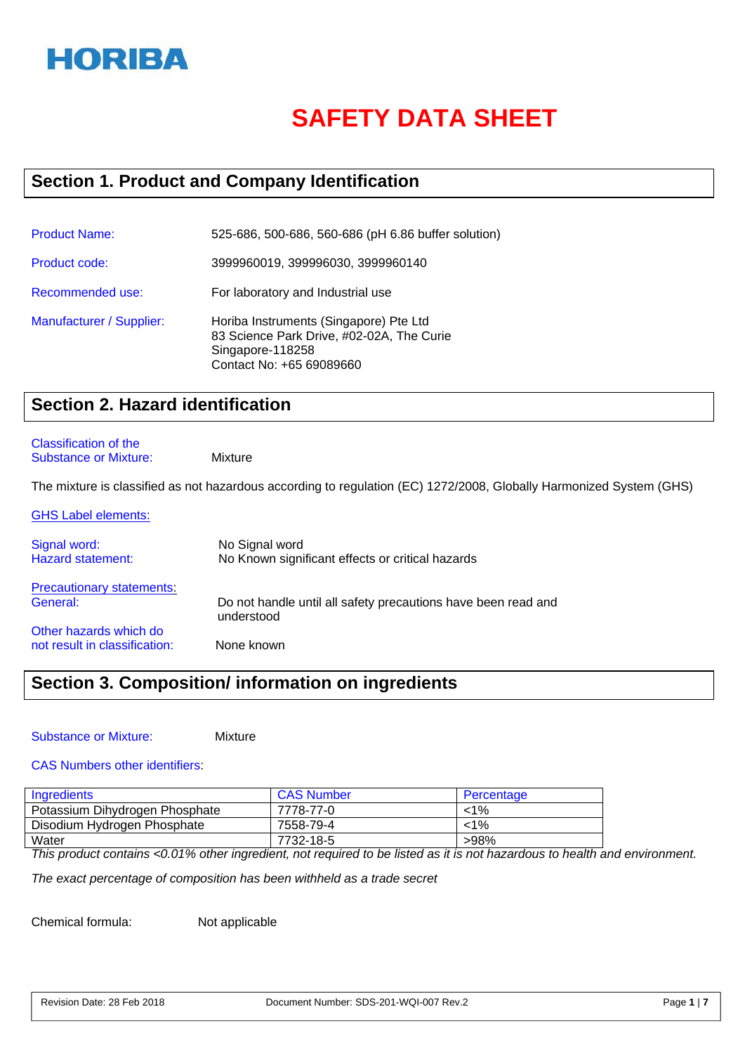HORIBA

# SAFETY DATA SHEET

## Section 1. Product and Company Identification

**Product Name:** 525-686, 500-686, 560-686 (pH 6.86 buffer solution)

**Product code:** 3999960019, 399996030, 3999960140

**Recommended use:** For laboratory and Industrial use

**Manufacturer / Supplier:** Horiba Instruments (Singapore) Pte Ltd
83 Science Park Drive, #02-02A, The Curie
Singapore-118258
Contact No: +65 69089660

## Section 2. Hazard identification

**Classification of the Substance or Mixture:** Mixture

The mixture is classified as not hazardous according to regulation (EC) 1272/2008, Globally Harmonized System (GHS)

**GHS Label elements:**

**Signal word:** No Signal word
**Hazard statement:** No Known significant effects or critical hazards

**Precautionary statements:**
**General:** Do not handle until all safety precautions have been read and understood

**Other hazards which do not result in classification:** None known

## Section 3. Composition/ information on ingredients

**Substance or Mixture:** Mixture

**CAS Numbers other identifiers:**

| Ingredients | CAS Number | Percentage |
|---|---|---|
| Potassium Dihydrogen Phosphate | 7778-77-0 | <1% |
| Disodium Hydrogen Phosphate | 7558-79-4 | <1% |
| Water | 7732-18-5 | >98% |

*This product contains <0.01% other ingredient, not required to be listed as it is not hazardous to health and environment.*

*The exact percentage of composition has been withheld as a trade secret*

Chemical formula: Not applicable

Revision Date: 28 Feb 2018 Document Number: SDS-201-WQI-007 Rev.2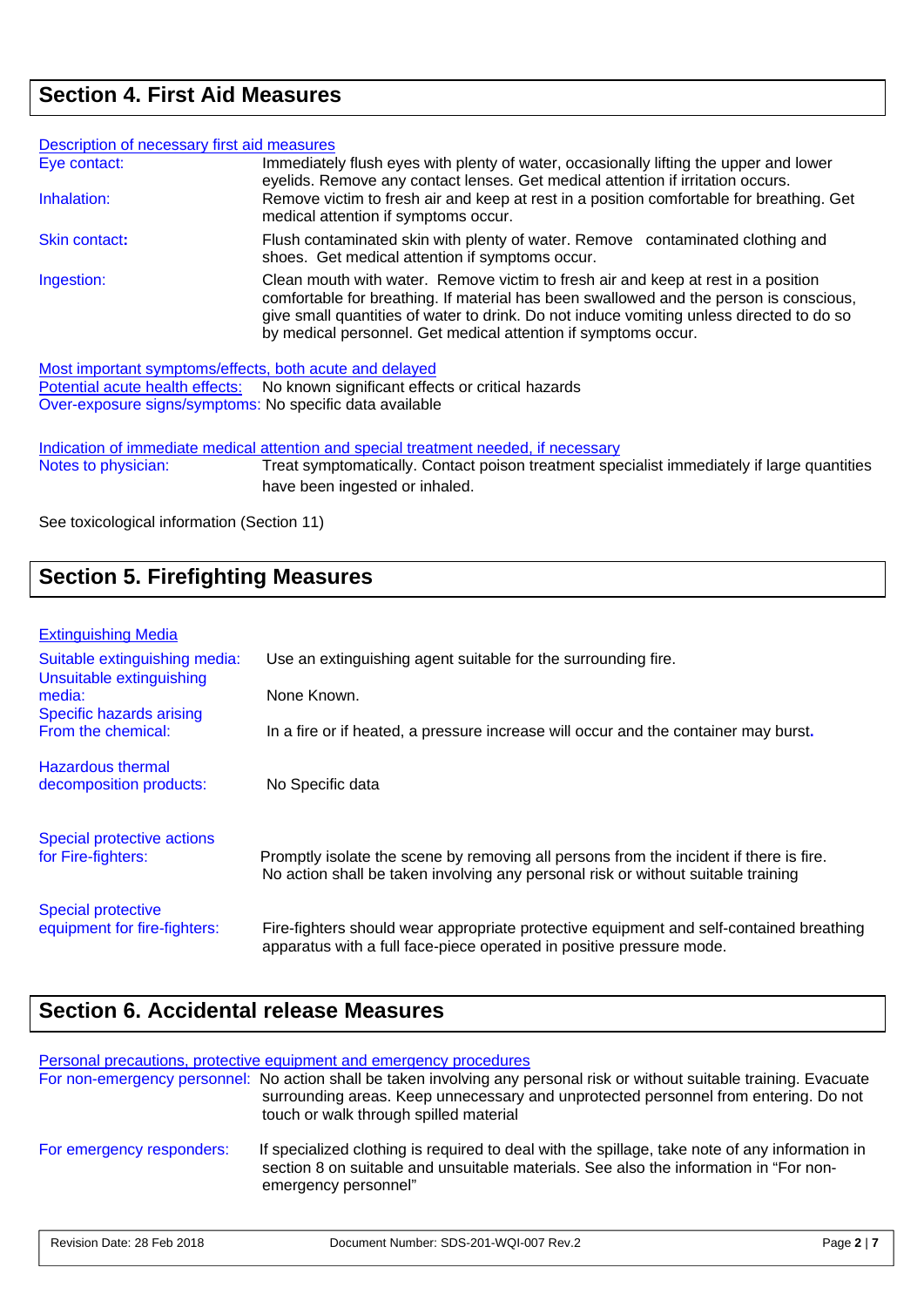## Section 4. First Aid Measures

Description of necessary first aid measures

**Eye contact:** Immediately flush eyes with plenty of water, occasionally lifting the upper and lower eyelids. Remove any contact lenses. Get medical attention if irritation occurs.

**Inhalation:** Remove victim to fresh air and keep at rest in a position comfortable for breathing. Get medical attention if symptoms occur.

**Skin contact:** Flush contaminated skin with plenty of water. Remove contaminated clothing and shoes. Get medical attention if symptoms occur.

**Ingestion:** Clean mouth with water. Remove victim to fresh air and keep at rest in a position comfortable for breathing. If material has been swallowed and the person is conscious, give small quantities of water to drink. Do not induce vomiting unless directed to do so by medical personnel. Get medical attention if symptoms occur.

Most important symptoms/effects, both acute and delayed

**Potential acute health effects:** No known significant effects or critical hazards

**Over-exposure signs/symptoms:** No specific data available

Indication of immediate medical attention and special treatment needed, if necessary

**Notes to physician:** Treat symptomatically. Contact poison treatment specialist immediately if large quantities have been ingested or inhaled.

See toxicological information (Section 11)

## Section 5. Firefighting Measures

Extinguishing Media

**Suitable extinguishing media:** Use an extinguishing agent suitable for the surrounding fire.

**Unsuitable extinguishing media:** None Known.

**Specific hazards arising From the chemical:** In a fire or if heated, a pressure increase will occur and the container may burst.

**Hazardous thermal decomposition products:** No Specific data

**Special protective actions for Fire-fighters:** Promptly isolate the scene by removing all persons from the incident if there is fire. No action shall be taken involving any personal risk or without suitable training

**Special protective equipment for fire-fighters:** Fire-fighters should wear appropriate protective equipment and self-contained breathing apparatus with a full face-piece operated in positive pressure mode.

## Section 6. Accidental release Measures

Personal precautions, protective equipment and emergency procedures

**For non-emergency personnel:** No action shall be taken involving any personal risk or without suitable training. Evacuate surrounding areas. Keep unnecessary and unprotected personnel from entering. Do not touch or walk through spilled material

**For emergency responders:** If specialized clothing is required to deal with the spillage, take note of any information in section 8 on suitable and unsuitable materials. See also the information in "For non-emergency personnel"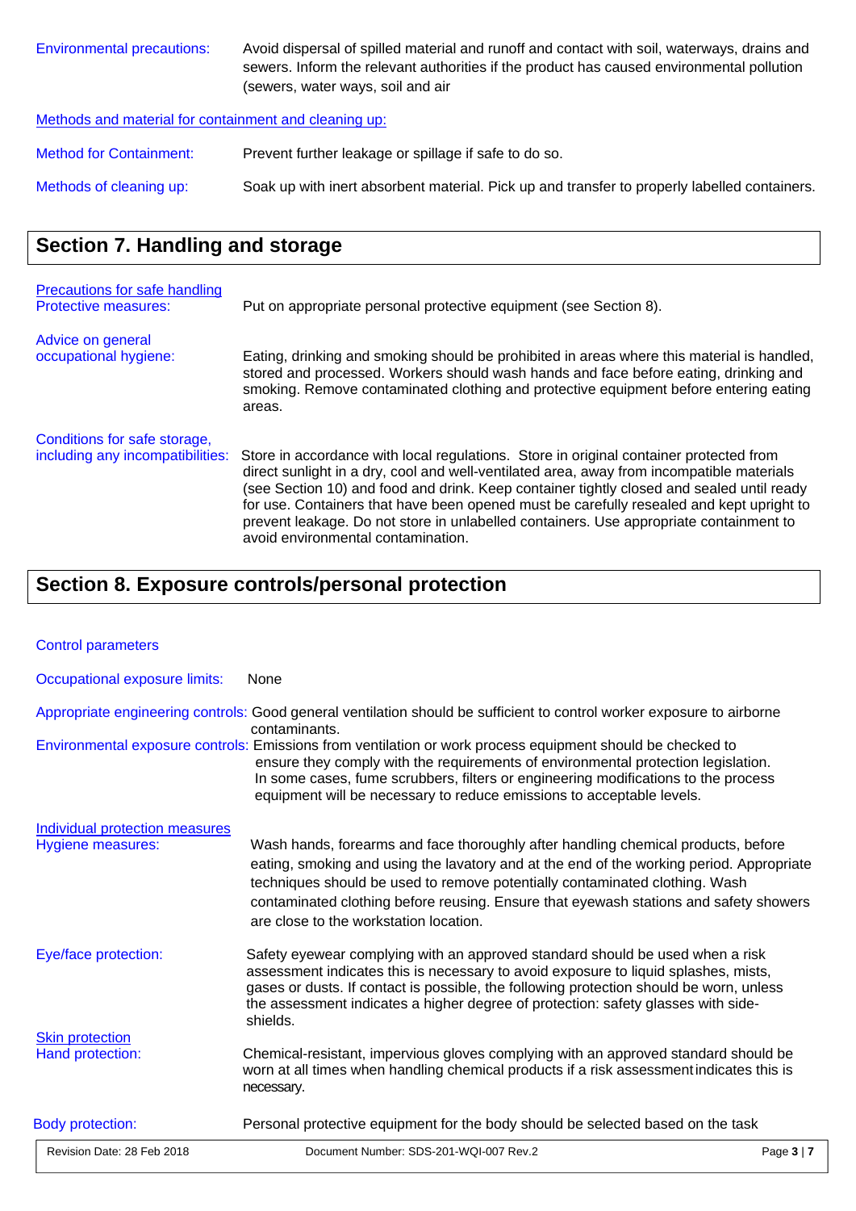Environmental precautions: Avoid dispersal of spilled material and runoff and contact with soil, waterways, drains and sewers. Inform the relevant authorities if the product has caused environmental pollution (sewers, water ways, soil and air

Methods and material for containment and cleaning up:

Method for Containment: Prevent further leakage or spillage if safe to do so.

Methods of cleaning up: Soak up with inert absorbent material. Pick up and transfer to properly labelled containers.

## Section 7. Handling and storage

Precautions for safe handling

Protective measures: Put on appropriate personal protective equipment (see Section 8).

Advice on general occupational hygiene: Eating, drinking and smoking should be prohibited in areas where this material is handled, stored and processed. Workers should wash hands and face before eating, drinking and smoking. Remove contaminated clothing and protective equipment before entering eating areas.

Conditions for safe storage, including any incompatibilities: Store in accordance with local regulations. Store in original container protected from direct sunlight in a dry, cool and well-ventilated area, away from incompatible materials (see Section 10) and food and drink. Keep container tightly closed and sealed until ready for use. Containers that have been opened must be carefully resealed and kept upright to prevent leakage. Do not store in unlabelled containers. Use appropriate containment to avoid environmental contamination.

## Section 8. Exposure controls/personal protection

Control parameters

Occupational exposure limits: None

Appropriate engineering controls: Good general ventilation should be sufficient to control worker exposure to airborne contaminants.

Environmental exposure controls: Emissions from ventilation or work process equipment should be checked to ensure they comply with the requirements of environmental protection legislation. In some cases, fume scrubbers, filters or engineering modifications to the process equipment will be necessary to reduce emissions to acceptable levels.

Individual protection measures

Hygiene measures: Wash hands, forearms and face thoroughly after handling chemical products, before eating, smoking and using the lavatory and at the end of the working period. Appropriate techniques should be used to remove potentially contaminated clothing. Wash contaminated clothing before reusing. Ensure that eyewash stations and safety showers are close to the workstation location.

Eye/face protection: Safety eyewear complying with an approved standard should be used when a risk assessment indicates this is necessary to avoid exposure to liquid splashes, mists, gases or dusts. If contact is possible, the following protection should be worn, unless the assessment indicates a higher degree of protection: safety glasses with side-shields.

Skin protection

Hand protection: Chemical-resistant, impervious gloves complying with an approved standard should be worn at all times when handling chemical products if a risk assessment indicates this is necessary.

Body protection: Personal protective equipment for the body should be selected based on the task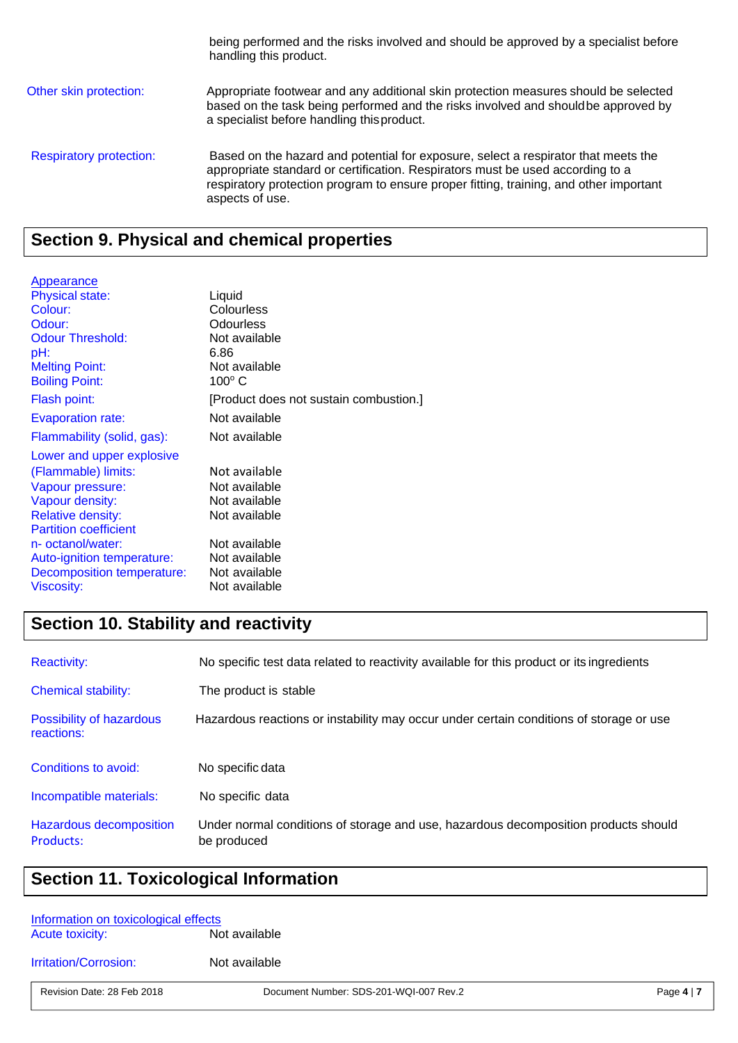being performed and the risks involved and should be approved by a specialist before handling this product.

| | |
|---|---|
| Other skin protection: | Appropriate footwear and any additional skin protection measures should be selected based on the task being performed and the risks involved and should be approved by a specialist before handling this product. |
| Respiratory protection: | Based on the hazard and potential for exposure, select a respirator that meets the appropriate standard or certification. Respirators must be used according to a respiratory protection program to ensure proper fitting, training, and other important aspects of use. |

## Section 9. Physical and chemical properties

**Appearance**

| | |
|---|---|
| Physical state: | Liquid |
| Colour: | Colourless |
| Odour: | Odourless |
| Odour Threshold: | Not available |
| pH: | 6.86 |
| Melting Point: | Not available |
| Boiling Point: | 100° C |
| Flash point: | [Product does not sustain combustion.] |
| Evaporation rate: | Not available |
| Flammability (solid, gas): | Not available |
| Lower and upper explosive (Flammable) limits: | Not available |
| Vapour pressure: | Not available |
| Vapour density: | Not available |
| Relative density: | Not available |
| Partition coefficient n- octanol/water: | Not available |
| Auto-ignition temperature: | Not available |
| Decomposition temperature: | Not available |
| Viscosity: | Not available |

## Section 10. Stability and reactivity

| | |
|---|---|
| Reactivity: | No specific test data related to reactivity available for this product or its ingredients |
| Chemical stability: | The product is stable |
| Possibility of hazardous reactions: | Hazardous reactions or instability may occur under certain conditions of storage or use |
| Conditions to avoid: | No specific data |
| Incompatible materials: | No specific data |
| Hazardous decomposition Products: | Under normal conditions of storage and use, hazardous decomposition products should be produced |

## Section 11. Toxicological Information

**Information on toxicological effects**

| | |
|---|---|
| Acute toxicity: | Not available |
| Irritation/Corrosion: | Not available |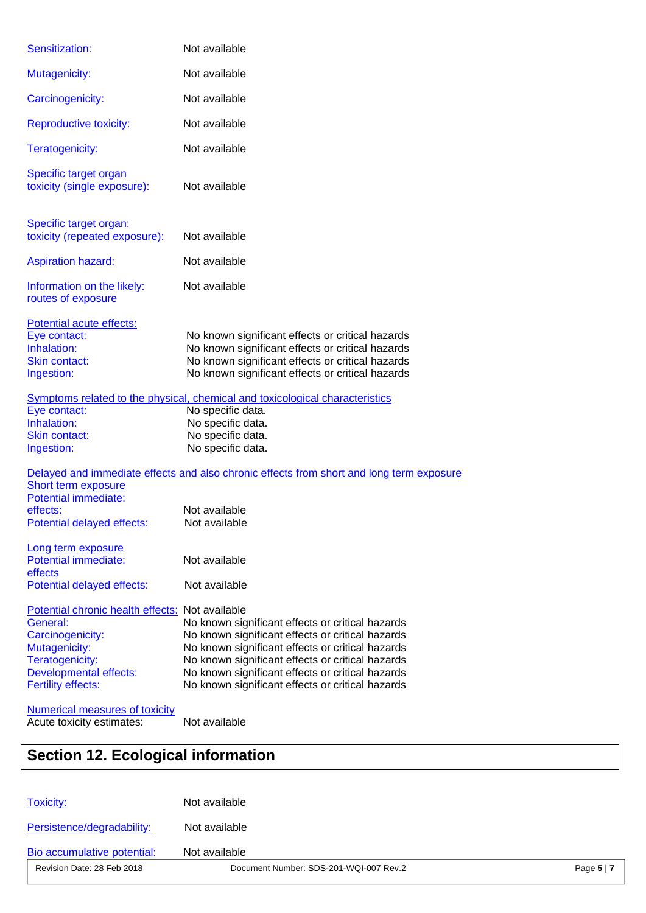Sensitization: Not available

Mutagenicity: Not available

Carcinogenicity: Not available

Reproductive toxicity: Not available

Teratogenicity: Not available

Specific target organ toxicity (single exposure): Not available

Specific target organ: toxicity (repeated exposure): Not available

Aspiration hazard: Not available

Information on the likely: routes of exposure Not available

Potential acute effects:

| | |
|---|---|
| Eye contact: | No known significant effects or critical hazards |
| Inhalation: | No known significant effects or critical hazards |
| Skin contact: | No known significant effects or critical hazards |
| Ingestion: | No known significant effects or critical hazards |

Symptoms related to the physical, chemical and toxicological characteristics

| | |
|---|---|
| Eye contact: | No specific data. |
| Inhalation: | No specific data. |
| Skin contact: | No specific data. |
| Ingestion: | No specific data. |

Delayed and immediate effects and also chronic effects from short and long term exposure

Short term exposure

| | |
|---|---|
| Potential immediate: effects: | Not available |
| Potential delayed effects: | Not available |

Long term exposure

| | |
|---|---|
| Potential immediate: effects | Not available |
| Potential delayed effects: | Not available |

| | |
|---|---|
| Potential chronic health effects: | Not available |
| General: | No known significant effects or critical hazards |
| Carcinogenicity: | No known significant effects or critical hazards |
| Mutagenicity: | No known significant effects or critical hazards |
| Teratogenicity: | No known significant effects or critical hazards |
| Developmental effects: | No known significant effects or critical hazards |
| Fertility effects: | No known significant effects or critical hazards |

Numerical measures of toxicity

Acute toxicity estimates: Not available

## Section 12. Ecological information

Toxicity: Not available

Persistence/degradability: Not available

Bio accumulative potential: Not available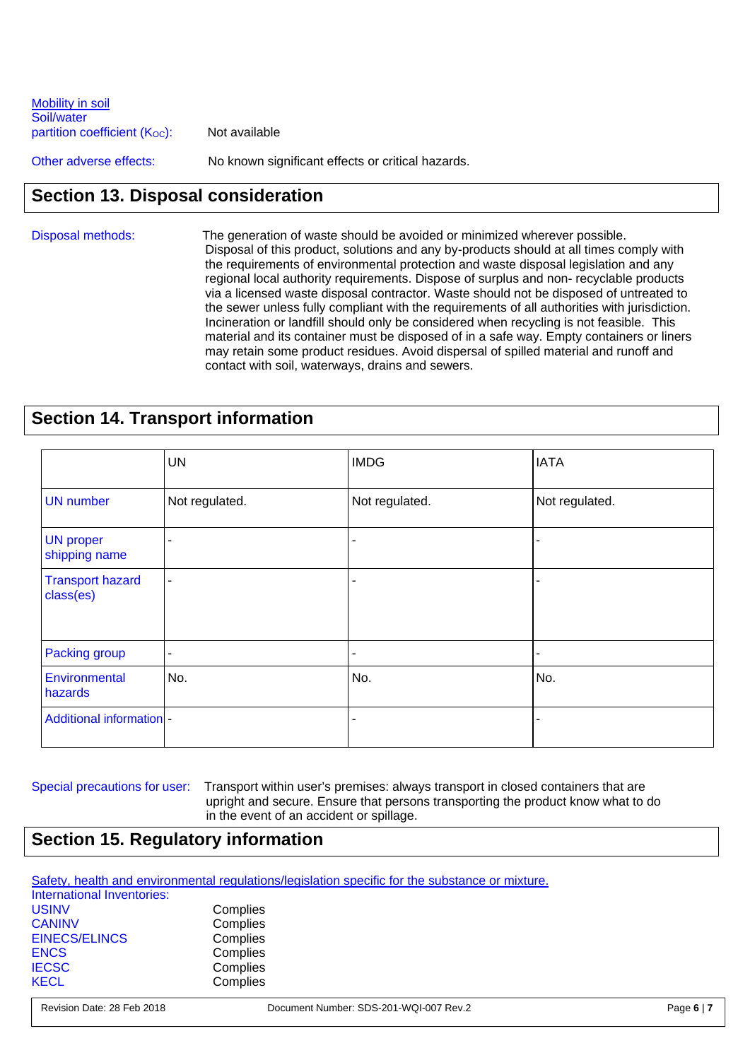Mobility in soil
Soil/water partition coefficient ($K_{OC}$): Not available

Other adverse effects: No known significant effects or critical hazards.

## Section 13. Disposal consideration

Disposal methods: The generation of waste should be avoided or minimized wherever possible. Disposal of this product, solutions and any by-products should at all times comply with the requirements of environmental protection and waste disposal legislation and any regional local authority requirements. Dispose of surplus and non- recyclable products via a licensed waste disposal contractor. Waste should not be disposed of untreated to the sewer unless fully compliant with the requirements of all authorities with jurisdiction. Incineration or landfill should only be considered when recycling is not feasible. This material and its container must be disposed of in a safe way. Empty containers or liners may retain some product residues. Avoid dispersal of spilled material and runoff and contact with soil, waterways, drains and sewers.

## Section 14. Transport information

| | UN | IMDG | IATA |
|---|---|---|---|
| UN number | Not regulated. | Not regulated. | Not regulated. |
| UN proper shipping name | - | - | - |
| Transport hazard class(es) | - | - | - |
| Packing group | - | - | - |
| Environmental hazards | No. | No. | No. |
| Additional information | - | - | - |

Special precautions for user: Transport within user's premises: always transport in closed containers that are upright and secure. Ensure that persons transporting the product know what to do in the event of an accident or spillage.

## Section 15. Regulatory information

Safety, health and environmental regulations/legislation specific for the substance or mixture.

International Inventories:

| | |
|---|---|
| USINV | Complies |
| CANINV | Complies |
| EINECS/ELINCS | Complies |
| ENCS | Complies |
| IECSC | Complies |
| KECL | Complies |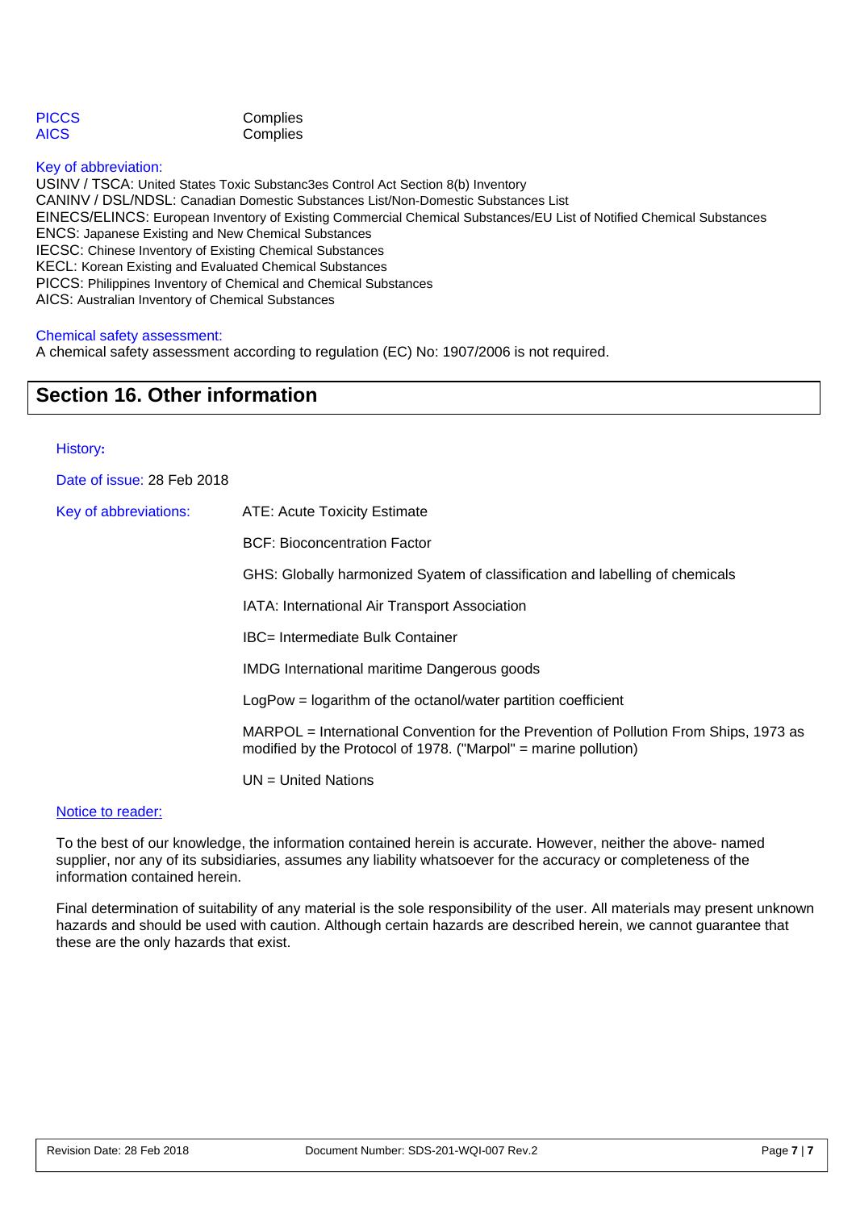| | |
|---|---|
| PICCS | Complies |
| AICS | Complies |

Key of abbreviation:

USINV / TSCA: United States Toxic Substanc3es Control Act Section 8(b) Inventory
CANINV / DSL/NDSL: Canadian Domestic Substances List/Non-Domestic Substances List
EINECS/ELINCS: European Inventory of Existing Commercial Chemical Substances/EU List of Notified Chemical Substances
ENCS: Japanese Existing and New Chemical Substances
IECSC: Chinese Inventory of Existing Chemical Substances
KECL: Korean Existing and Evaluated Chemical Substances
PICCS: Philippines Inventory of Chemical and Chemical Substances
AICS: Australian Inventory of Chemical Substances

Chemical safety assessment:

A chemical safety assessment according to regulation (EC) No: 1907/2006 is not required.

## Section 16. Other information

History:

Date of issue: 28 Feb 2018

Key of abbreviations:

ATE: Acute Toxicity Estimate

BCF: Bioconcentration Factor

GHS: Globally harmonized Syatem of classification and labelling of chemicals

IATA: International Air Transport Association

IBC= Intermediate Bulk Container

IMDG International maritime Dangerous goods

LogPow = logarithm of the octanol/water partition coefficient

MARPOL = International Convention for the Prevention of Pollution From Ships, 1973 as modified by the Protocol of 1978. ("Marpol" = marine pollution)

UN = United Nations

Notice to reader:

To the best of our knowledge, the information contained herein is accurate. However, neither the above- named supplier, nor any of its subsidiaries, assumes any liability whatsoever for the accuracy or completeness of the information contained herein.

Final determination of suitability of any material is the sole responsibility of the user. All materials may present unknown hazards and should be used with caution. Although certain hazards are described herein, we cannot guarantee that these are the only hazards that exist.

Revision Date: 28 Feb 2018 | Document Number: SDS-201-WQI-007 Rev.2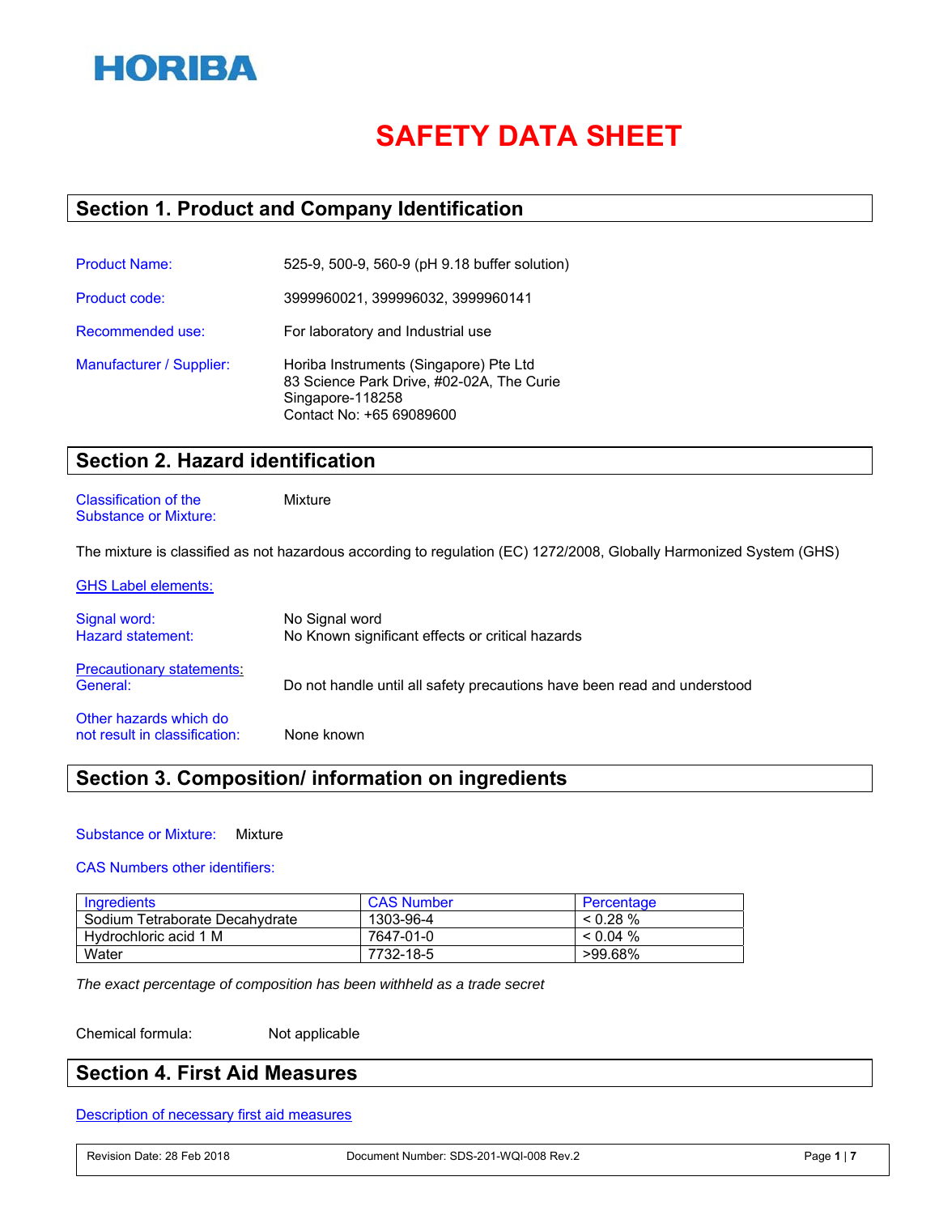HORIBA

# SAFETY DATA SHEET

## Section 1. Product and Company Identification

Product Name: 525-9, 500-9, 560-9 (pH 9.18 buffer solution)

Product code: 3999960021, 399996032, 3999960141

Recommended use: For laboratory and Industrial use

Manufacturer / Supplier: Horiba Instruments (Singapore) Pte Ltd
83 Science Park Drive, #02-02A, The Curie
Singapore-118258
Contact No: +65 69089600

## Section 2. Hazard identification

Classification of the Substance or Mixture: Mixture

The mixture is classified as not hazardous according to regulation (EC) 1272/2008, Globally Harmonized System (GHS)

GHS Label elements:

Signal word: No Signal word
Hazard statement: No Known significant effects or critical hazards

Precautionary statements:
General: Do not handle until all safety precautions have been read and understood

Other hazards which do not result in classification: None known

## Section 3. Composition/ information on ingredients

Substance or Mixture: Mixture

CAS Numbers other identifiers:

| Ingredients | CAS Number | Percentage |
|---|---|---|
| Sodium Tetraborate Decahydrate | 1303-96-4 | < 0.28 % |
| Hydrochloric acid 1 M | 7647-01-0 | < 0.04 % |
| Water | 7732-18-5 | >99.68% |

*The exact percentage of composition has been withheld as a trade secret*

Chemical formula: Not applicable

## Section 4. First Aid Measures

Description of necessary first aid measures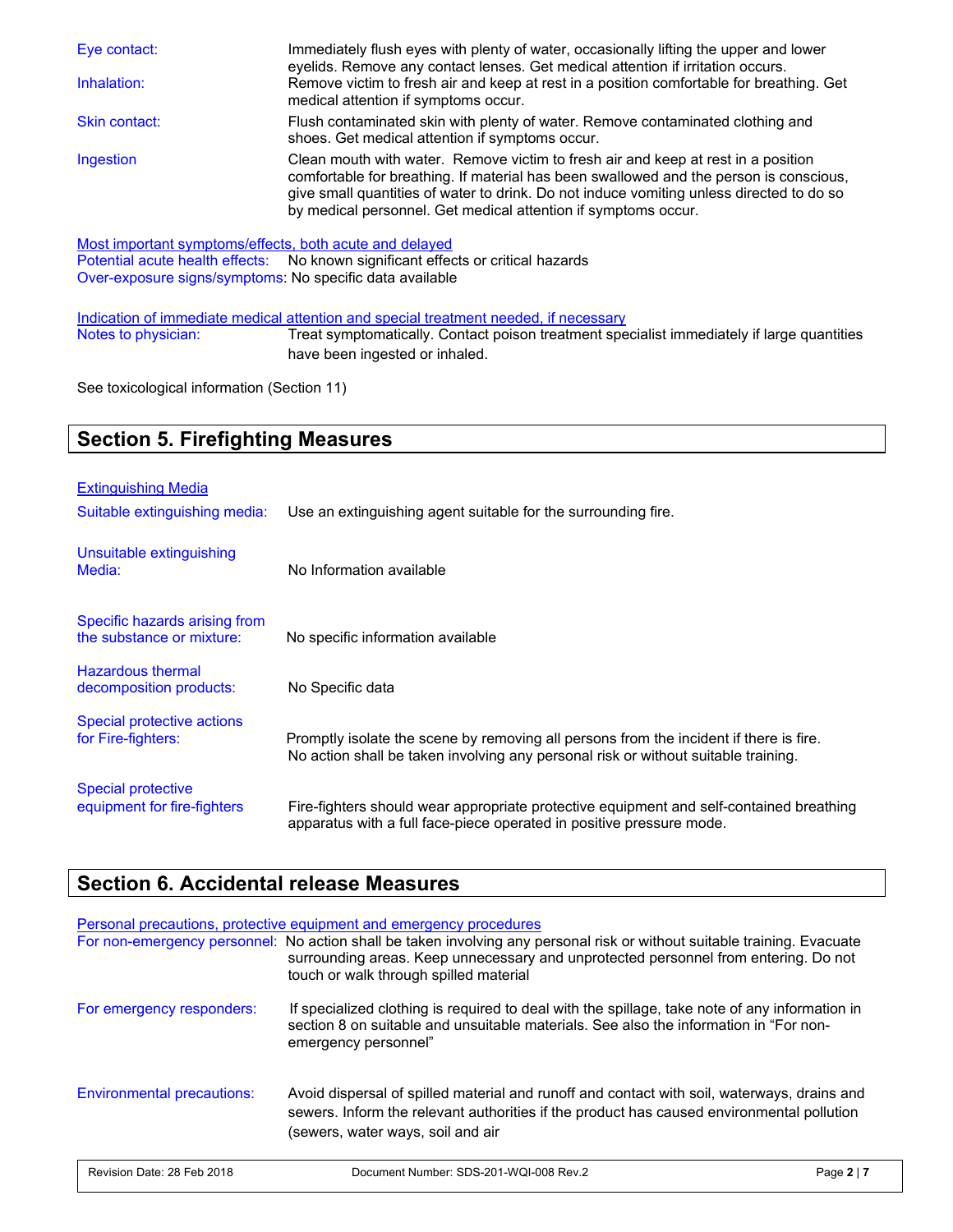| | |
|---|---|
| Eye contact: | Immediately flush eyes with plenty of water, occasionally lifting the upper and lower eyelids. Remove any contact lenses. Get medical attention if irritation occurs. |
| Inhalation: | Remove victim to fresh air and keep at rest in a position comfortable for breathing. Get medical attention if symptoms occur. |
| Skin contact: | Flush contaminated skin with plenty of water. Remove contaminated clothing and shoes. Get medical attention if symptoms occur. |
| Ingestion | Clean mouth with water. Remove victim to fresh air and keep at rest in a position comfortable for breathing. If material has been swallowed and the person is conscious, give small quantities of water to drink. Do not induce vomiting unless directed to do so by medical personnel. Get medical attention if symptoms occur. |

Most important symptoms/effects, both acute and delayed

Potential acute health effects: No known significant effects or critical hazards

Over-exposure signs/symptoms: No specific data available

Indication of immediate medical attention and special treatment needed, if necessary

Notes to physician: Treat symptomatically. Contact poison treatment specialist immediately if large quantities have been ingested or inhaled.

See toxicological information (Section 11)

## Section 5. Firefighting Measures

Extinguishing Media

| | |
|---|---|
| Suitable extinguishing media: | Use an extinguishing agent suitable for the surrounding fire. |
| Unsuitable extinguishing Media: | No Information available |
| Specific hazards arising from the substance or mixture: | No specific information available |
| Hazardous thermal decomposition products: | No Specific data |
| Special protective actions for Fire-fighters: | Promptly isolate the scene by removing all persons from the incident if there is fire. No action shall be taken involving any personal risk or without suitable training. |
| Special protective equipment for fire-fighters | Fire-fighters should wear appropriate protective equipment and self-contained breathing apparatus with a full face-piece operated in positive pressure mode. |

## Section 6. Accidental release Measures

Personal precautions, protective equipment and emergency procedures

| | |
|---|---|
| For non-emergency personnel: | No action shall be taken involving any personal risk or without suitable training. Evacuate surrounding areas. Keep unnecessary and unprotected personnel from entering. Do not touch or walk through spilled material |
| For emergency responders: | If specialized clothing is required to deal with the spillage, take note of any information in section 8 on suitable and unsuitable materials. See also the information in "For non-emergency personnel" |
| Environmental precautions: | Avoid dispersal of spilled material and runoff and contact with soil, waterways, drains and sewers. Inform the relevant authorities if the product has caused environmental pollution (sewers, water ways, soil and air |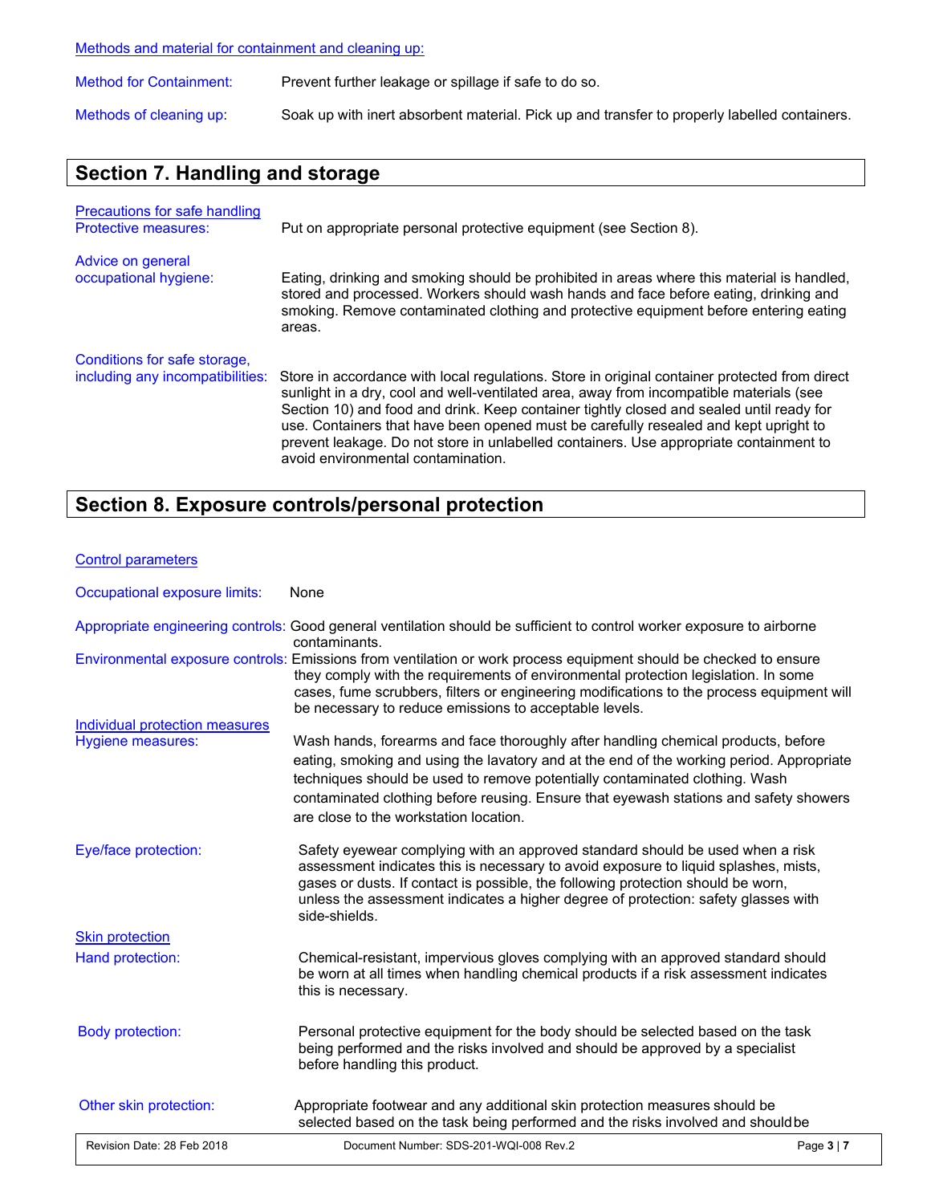Methods and material for containment and cleaning up:

Method for Containment: Prevent further leakage or spillage if safe to do so.

Methods of cleaning up: Soak up with inert absorbent material. Pick up and transfer to properly labelled containers.

## Section 7. Handling and storage

Precautions for safe handling

Protective measures: Put on appropriate personal protective equipment (see Section 8).

Advice on general occupational hygiene: Eating, drinking and smoking should be prohibited in areas where this material is handled, stored and processed. Workers should wash hands and face before eating, drinking and smoking. Remove contaminated clothing and protective equipment before entering eating areas.

Conditions for safe storage, including any incompatibilities: Store in accordance with local regulations. Store in original container protected from direct sunlight in a dry, cool and well-ventilated area, away from incompatible materials (see Section 10) and food and drink. Keep container tightly closed and sealed until ready for use. Containers that have been opened must be carefully resealed and kept upright to prevent leakage. Do not store in unlabelled containers. Use appropriate containment to avoid environmental contamination.

## Section 8. Exposure controls/personal protection

Control parameters

Occupational exposure limits: None

Appropriate engineering controls: Good general ventilation should be sufficient to control worker exposure to airborne contaminants.

Environmental exposure controls: Emissions from ventilation or work process equipment should be checked to ensure they comply with the requirements of environmental protection legislation. In some cases, fume scrubbers, filters or engineering modifications to the process equipment will be necessary to reduce emissions to acceptable levels.

Individual protection measures

Hygiene measures: Wash hands, forearms and face thoroughly after handling chemical products, before eating, smoking and using the lavatory and at the end of the working period. Appropriate techniques should be used to remove potentially contaminated clothing. Wash contaminated clothing before reusing. Ensure that eyewash stations and safety showers are close to the workstation location.

Eye/face protection: Safety eyewear complying with an approved standard should be used when a risk assessment indicates this is necessary to avoid exposure to liquid splashes, mists, gases or dusts. If contact is possible, the following protection should be worn, unless the assessment indicates a higher degree of protection: safety glasses with side-shields.

Skin protection

Hand protection: Chemical-resistant, impervious gloves complying with an approved standard should be worn at all times when handling chemical products if a risk assessment indicates this is necessary.

Body protection: Personal protective equipment for the body should be selected based on the task being performed and the risks involved and should be approved by a specialist before handling this product.

Other skin protection: Appropriate footwear and any additional skin protection measures should be selected based on the task being performed and the risks involved and should be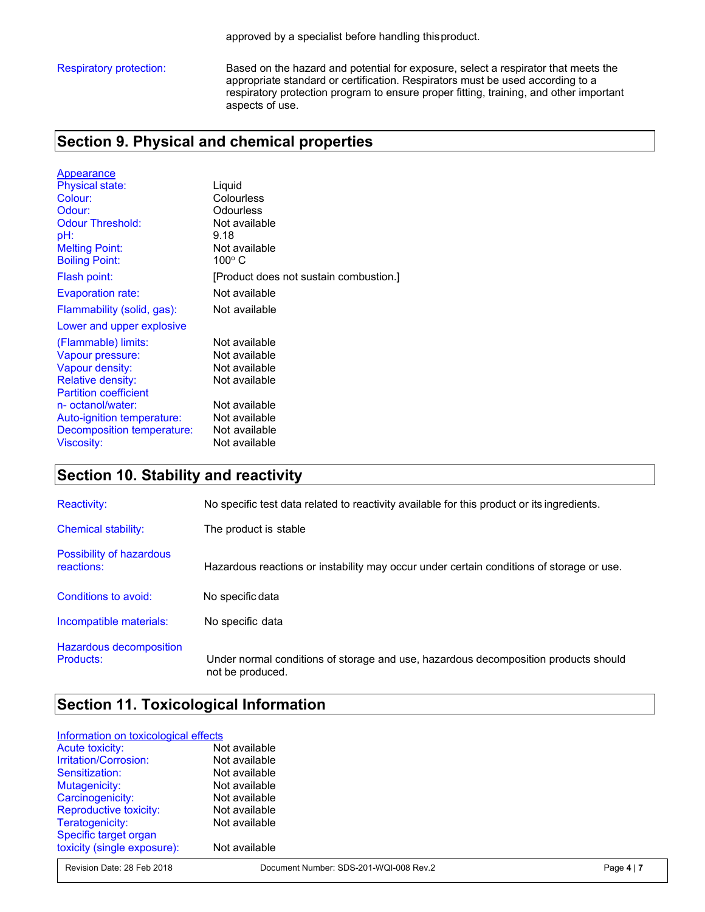approved by a specialist before handling this product.

| | |
|---|---|
| Respiratory protection: | Based on the hazard and potential for exposure, select a respirator that meets the appropriate standard or certification. Respirators must be used according to a respiratory protection program to ensure proper fitting, training, and other important aspects of use. |

## Section 9. Physical and chemical properties

**Appearance**

| | |
|---|---|
| Physical state: | Liquid |
| Colour: | Colourless |
| Odour: | Odourless |
| Odour Threshold: | Not available |
| pH: | 9.18 |
| Melting Point: | Not available |
| Boiling Point: | 100° C |
| Flash point: | [Product does not sustain combustion.] |
| Evaporation rate: | Not available |
| Flammability (solid, gas): | Not available |
| Lower and upper explosive (Flammable) limits: | Not available |
| Vapour pressure: | Not available |
| Vapour density: | Not available |
| Relative density: | Not available |
| Partition coefficient n- octanol/water: | Not available |
| Auto-ignition temperature: | Not available |
| Decomposition temperature: | Not available |
| Viscosity: | Not available |

## Section 10. Stability and reactivity

| | |
|---|---|
| Reactivity: | No specific test data related to reactivity available for this product or its ingredients. |
| Chemical stability: | The product is stable |
| Possibility of hazardous reactions: | Hazardous reactions or instability may occur under certain conditions of storage or use. |
| Conditions to avoid: | No specific data |
| Incompatible materials: | No specific data |
| Hazardous decomposition Products: | Under normal conditions of storage and use, hazardous decomposition products should not be produced. |

## Section 11. Toxicological Information

**Information on toxicological effects**

| | |
|---|---|
| Acute toxicity: | Not available |
| Irritation/Corrosion: | Not available |
| Sensitization: | Not available |
| Mutagenicity: | Not available |
| Carcinogenicity: | Not available |
| Reproductive toxicity: | Not available |
| Teratogenicity: | Not available |
| Specific target organ toxicity (single exposure): | Not available |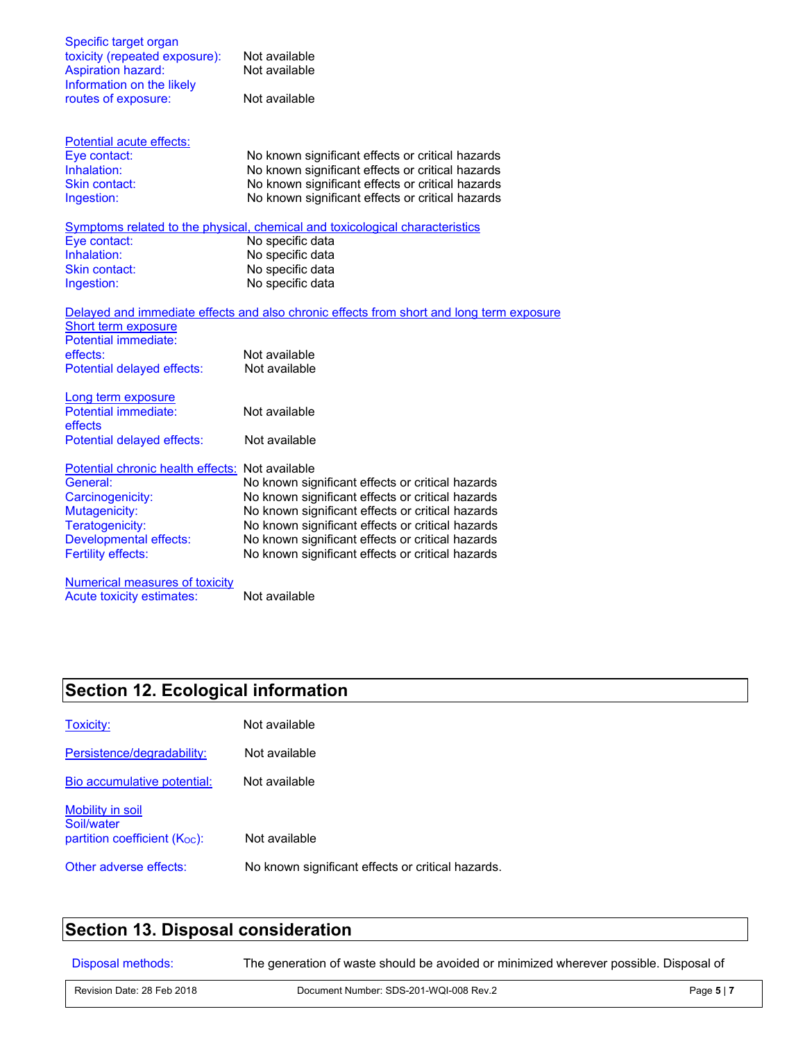Specific target organ toxicity (repeated exposure): Not available

Aspiration hazard: Not available

Information on the likely routes of exposure: Not available

Potential acute effects:

| | |
|---|---|
| Eye contact: | No known significant effects or critical hazards |
| Inhalation: | No known significant effects or critical hazards |
| Skin contact: | No known significant effects or critical hazards |
| Ingestion: | No known significant effects or critical hazards |

Symptoms related to the physical, chemical and toxicological characteristics

| | |
|---|---|
| Eye contact: | No specific data |
| Inhalation: | No specific data |
| Skin contact: | No specific data |
| Ingestion: | No specific data |

Delayed and immediate effects and also chronic effects from short and long term exposure

Short term exposure

| | |
|---|---|
| Potential immediate: effects: | Not available |
| Potential delayed effects: | Not available |

Long term exposure

| | |
|---|---|
| Potential immediate: effects | Not available |
| Potential delayed effects: | Not available |

| | |
|---|---|
| Potential chronic health effects: | Not available |
| General: | No known significant effects or critical hazards |
| Carcinogenicity: | No known significant effects or critical hazards |
| Mutagenicity: | No known significant effects or critical hazards |
| Teratogenicity: | No known significant effects or critical hazards |
| Developmental effects: | No known significant effects or critical hazards |
| Fertility effects: | No known significant effects or critical hazards |

Numerical measures of toxicity

Acute toxicity estimates: Not available

## Section 12. Ecological information

| | |
|---|---|
| Toxicity: | Not available |
| Persistence/degradability: | Not available |
| Bio accumulative potential: | Not available |

Mobility in soil

| | |
|---|---|
| Soil/water partition coefficient ($K_{OC}$): | Not available |
| Other adverse effects: | No known significant effects or critical hazards. |

## Section 13. Disposal consideration

Disposal methods: The generation of waste should be avoided or minimized wherever possible. Disposal of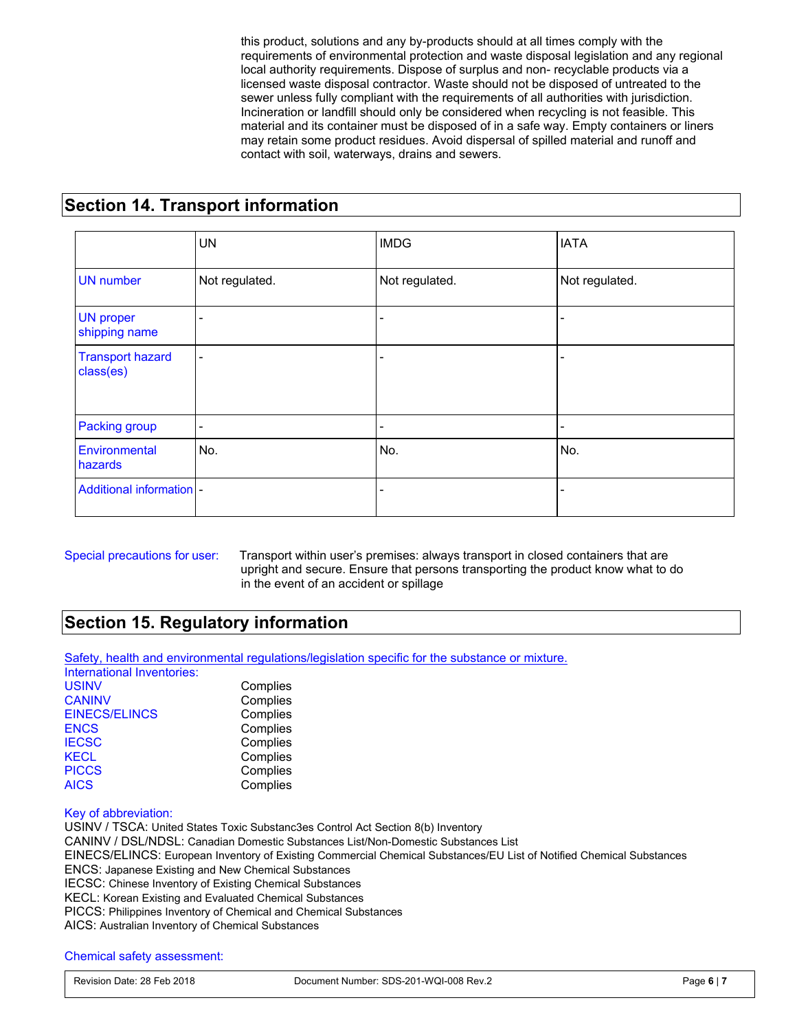this product, solutions and any by-products should at all times comply with the requirements of environmental protection and waste disposal legislation and any regional local authority requirements. Dispose of surplus and non- recyclable products via a licensed waste disposal contractor. Waste should not be disposed of untreated to the sewer unless fully compliant with the requirements of all authorities with jurisdiction. Incineration or landfill should only be considered when recycling is not feasible. This material and its container must be disposed of in a safe way. Empty containers or liners may retain some product residues. Avoid dispersal of spilled material and runoff and contact with soil, waterways, drains and sewers.

## Section 14. Transport information

| | UN | IMDG | IATA |
|---|---|---|---|
| UN number | Not regulated. | Not regulated. | Not regulated. |
| UN proper shipping name | - | - | - |
| Transport hazard class(es) | - | - | - |
| Packing group | - | - | - |
| Environmental hazards | No. | No. | No. |
| Additional information | - | - | - |

Special precautions for user: Transport within user's premises: always transport in closed containers that are upright and secure. Ensure that persons transporting the product know what to do in the event of an accident or spillage

## Section 15. Regulatory information

Safety, health and environmental regulations/legislation specific for the substance or mixture.

International Inventories:

| | |
|---|---|
| USINV | Complies |
| CANINV | Complies |
| EINECS/ELINCS | Complies |
| ENCS | Complies |
| IECSC | Complies |
| KECL | Complies |
| PICCS | Complies |
| AICS | Complies |

Key of abbreviation:

USINV / TSCA: United States Toxic Substanc3es Control Act Section 8(b) Inventory
CANINV / DSL/NDSL: Canadian Domestic Substances List/Non-Domestic Substances List
EINECS/ELINCS: European Inventory of Existing Commercial Chemical Substances/EU List of Notified Chemical Substances
ENCS: Japanese Existing and New Chemical Substances
IECSC: Chinese Inventory of Existing Chemical Substances
KECL: Korean Existing and Evaluated Chemical Substances
PICCS: Philippines Inventory of Chemical and Chemical Substances
AICS: Australian Inventory of Chemical Substances

Chemical safety assessment: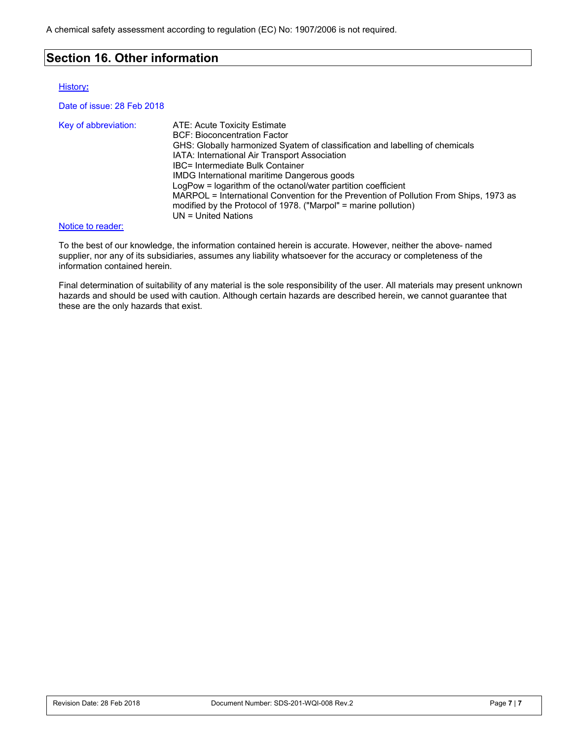A chemical safety assessment according to regulation (EC) No: 1907/2006 is not required.

## Section 16. Other information

History:

Date of issue: 28 Feb 2018

Key of abbreviation:

ATE: Acute Toxicity Estimate
BCF: Bioconcentration Factor
GHS: Globally harmonized Syatem of classification and labelling of chemicals
IATA: International Air Transport Association
IBC= Intermediate Bulk Container
IMDG International maritime Dangerous goods
LogPow = logarithm of the octanol/water partition coefficient
MARPOL = International Convention for the Prevention of Pollution From Ships, 1973 as modified by the Protocol of 1978. ("Marpol" = marine pollution)
UN = United Nations

Notice to reader:

To the best of our knowledge, the information contained herein is accurate. However, neither the above- named supplier, nor any of its subsidiaries, assumes any liability whatsoever for the accuracy or completeness of the information contained herein.

Final determination of suitability of any material is the sole responsibility of the user. All materials may present unknown hazards and should be used with caution. Although certain hazards are described herein, we cannot guarantee that these are the only hazards that exist.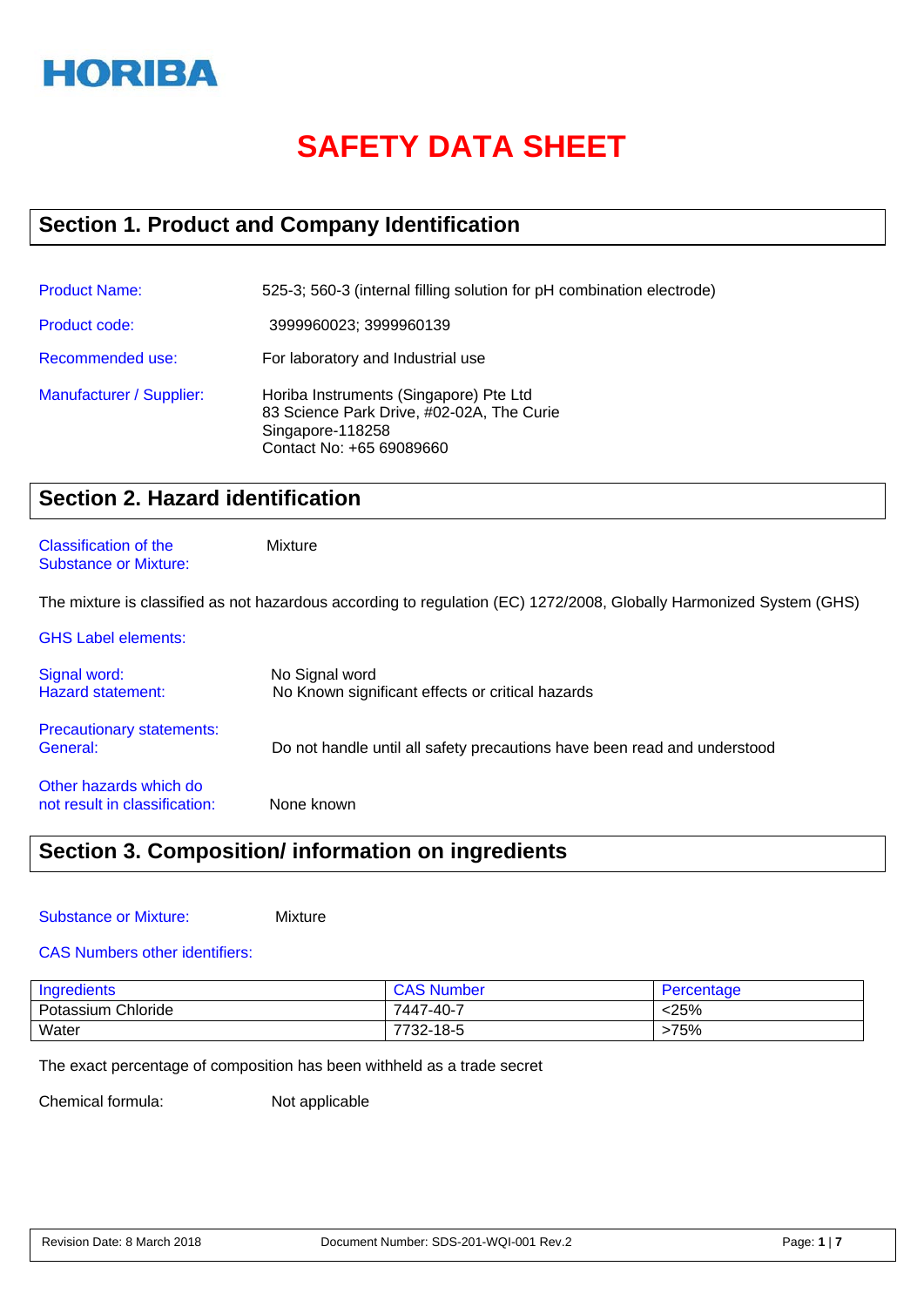HORIBA

# SAFETY DATA SHEET

## Section 1. Product and Company Identification

**Product Name:** 525-3; 560-3 (internal filling solution for pH combination electrode)

**Product code:** 3999960023; 3999960139

**Recommended use:** For laboratory and Industrial use

**Manufacturer / Supplier:** Horiba Instruments (Singapore) Pte Ltd
83 Science Park Drive, #02-02A, The Curie
Singapore-118258
Contact No: +65 69089660

## Section 2. Hazard identification

**Classification of the Substance or Mixture:** Mixture

The mixture is classified as not hazardous according to regulation (EC) 1272/2008, Globally Harmonized System (GHS)

**GHS Label elements:**

**Signal word:** No Signal word
**Hazard statement:** No Known significant effects or critical hazards

**Precautionary statements:**
**General:** Do not handle until all safety precautions have been read and understood

**Other hazards which do not result in classification:** None known

## Section 3. Composition/ information on ingredients

**Substance or Mixture:** Mixture

**CAS Numbers other identifiers:**

| Ingredients | CAS Number | Percentage |
|---|---|---|
| Potassium Chloride | 7447-40-7 | <25% |
| Water | 7732-18-5 | >75% |

The exact percentage of composition has been withheld as a trade secret

Chemical formula: Not applicable

Revision Date: 8 March 2018 Document Number: SDS-201-WQI-001 Rev.2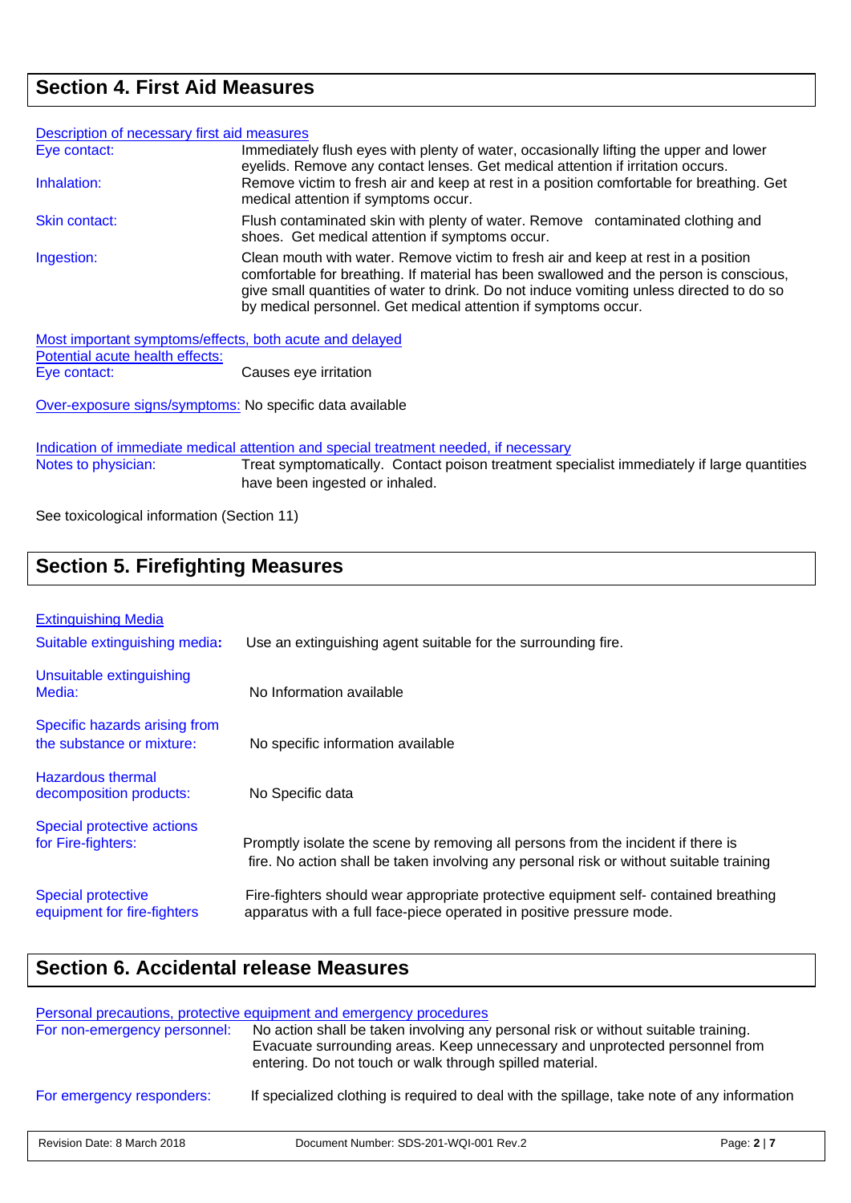## Section 4. First Aid Measures

Description of necessary first aid measures

| | |
|---|---|
| Eye contact: | Immediately flush eyes with plenty of water, occasionally lifting the upper and lower eyelids. Remove any contact lenses. Get medical attention if irritation occurs. |
| Inhalation: | Remove victim to fresh air and keep at rest in a position comfortable for breathing. Get medical attention if symptoms occur. |
| Skin contact: | Flush contaminated skin with plenty of water. Remove contaminated clothing and shoes. Get medical attention if symptoms occur. |
| Ingestion: | Clean mouth with water. Remove victim to fresh air and keep at rest in a position comfortable for breathing. If material has been swallowed and the person is conscious, give small quantities of water to drink. Do not induce vomiting unless directed to do so by medical personnel. Get medical attention if symptoms occur. |

Most important symptoms/effects, both acute and delayed

Potential acute health effects:

Eye contact: Causes eye irritation

Over-exposure signs/symptoms: No specific data available

Indication of immediate medical attention and special treatment needed, if necessary

Notes to physician: Treat symptomatically. Contact poison treatment specialist immediately if large quantities have been ingested or inhaled.

See toxicological information (Section 11)

## Section 5. Firefighting Measures

Extinguishing Media

| | |
|---|---|
| Suitable extinguishing media: | Use an extinguishing agent suitable for the surrounding fire. |
| Unsuitable extinguishing Media: | No Information available |
| Specific hazards arising from the substance or mixture: | No specific information available |
| Hazardous thermal decomposition products: | No Specific data |
| Special protective actions for Fire-fighters: | Promptly isolate the scene by removing all persons from the incident if there is fire. No action shall be taken involving any personal risk or without suitable training |
| Special protective equipment for fire-fighters | Fire-fighters should wear appropriate protective equipment self- contained breathing apparatus with a full face-piece operated in positive pressure mode. |

## Section 6. Accidental release Measures

Personal precautions, protective equipment and emergency procedures

| | |
|---|---|
| For non-emergency personnel: | No action shall be taken involving any personal risk or without suitable training. Evacuate surrounding areas. Keep unnecessary and unprotected personnel from entering. Do not touch or walk through spilled material. |
| For emergency responders: | If specialized clothing is required to deal with the spillage, take note of any information |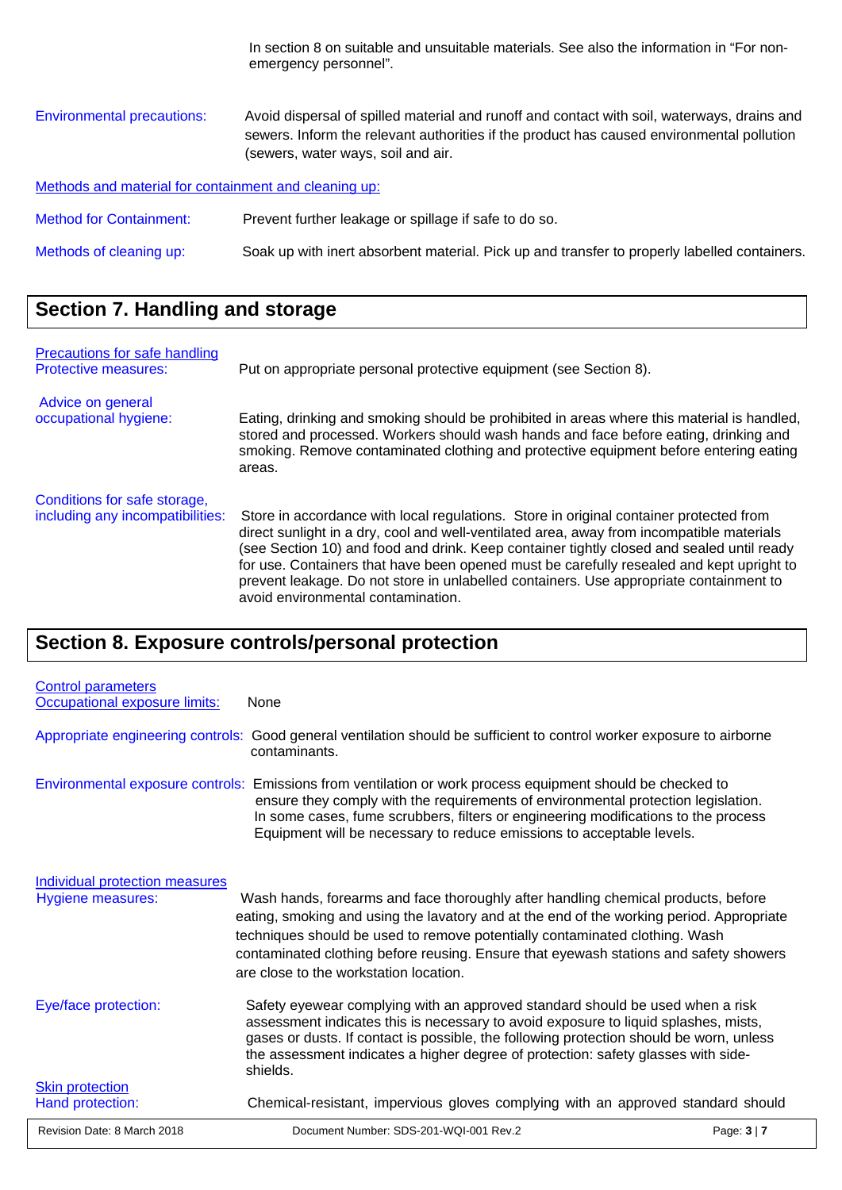In section 8 on suitable and unsuitable materials. See also the information in "For non-emergency personnel".

**Environmental precautions:** Avoid dispersal of spilled material and runoff and contact with soil, waterways, drains and sewers. Inform the relevant authorities if the product has caused environmental pollution (sewers, water ways, soil and air.

**Methods and material for containment and cleaning up:**

**Method for Containment:** Prevent further leakage or spillage if safe to do so.

**Methods of cleaning up:** Soak up with inert absorbent material. Pick up and transfer to properly labelled containers.

## Section 7. Handling and storage

**Precautions for safe handling**

**Protective measures:** Put on appropriate personal protective equipment (see Section 8).

**Advice on general occupational hygiene:** Eating, drinking and smoking should be prohibited in areas where this material is handled, stored and processed. Workers should wash hands and face before eating, drinking and smoking. Remove contaminated clothing and protective equipment before entering eating areas.

**Conditions for safe storage, including any incompatibilities:** Store in accordance with local regulations. Store in original container protected from direct sunlight in a dry, cool and well-ventilated area, away from incompatible materials (see Section 10) and food and drink. Keep container tightly closed and sealed until ready for use. Containers that have been opened must be carefully resealed and kept upright to prevent leakage. Do not store in unlabelled containers. Use appropriate containment to avoid environmental contamination.

## Section 8. Exposure controls/personal protection

**Control parameters**

**Occupational exposure limits:** None

**Appropriate engineering controls:** Good general ventilation should be sufficient to control worker exposure to airborne contaminants.

**Environmental exposure controls:** Emissions from ventilation or work process equipment should be checked to ensure they comply with the requirements of environmental protection legislation. In some cases, fume scrubbers, filters or engineering modifications to the process Equipment will be necessary to reduce emissions to acceptable levels.

**Individual protection measures**

**Hygiene measures:** Wash hands, forearms and face thoroughly after handling chemical products, before eating, smoking and using the lavatory and at the end of the working period. Appropriate techniques should be used to remove potentially contaminated clothing. Wash contaminated clothing before reusing. Ensure that eyewash stations and safety showers are close to the workstation location.

**Eye/face protection:** Safety eyewear complying with an approved standard should be used when a risk assessment indicates this is necessary to avoid exposure to liquid splashes, mists, gases or dusts. If contact is possible, the following protection should be worn, unless the assessment indicates a higher degree of protection: safety glasses with side-shields.

**Skin protection**

**Hand protection:** Chemical-resistant, impervious gloves complying with an approved standard should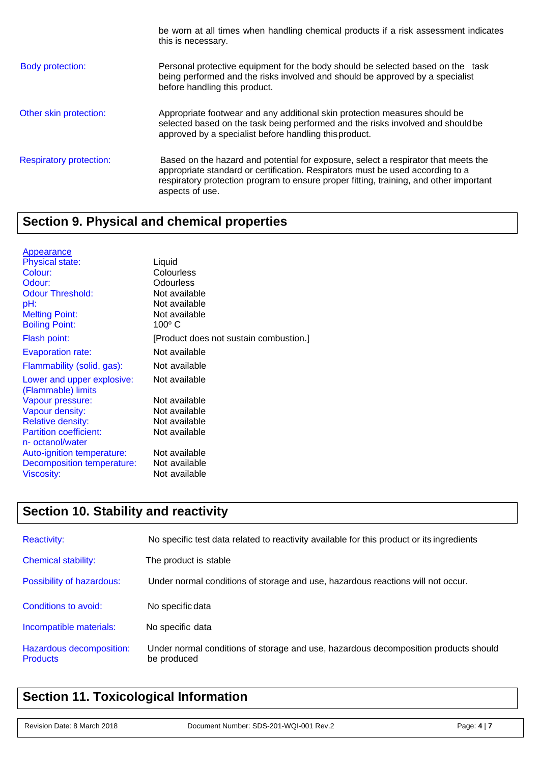be worn at all times when handling chemical products if a risk assessment indicates this is necessary.

| | |
|---|---|
| Body protection: | Personal protective equipment for the body should be selected based on the task being performed and the risks involved and should be approved by a specialist before handling this product. |
| Other skin protection: | Appropriate footwear and any additional skin protection measures should be selected based on the task being performed and the risks involved and should be approved by a specialist before handling this product. |
| Respiratory protection: | Based on the hazard and potential for exposure, select a respirator that meets the appropriate standard or certification. Respirators must be used according to a respiratory protection program to ensure proper fitting, training, and other important aspects of use. |

## Section 9. Physical and chemical properties

Appearance

| | |
|---|---|
| Physical state: | Liquid |
| Colour: | Colourless |
| Odour: | Odourless |
| Odour Threshold: | Not available |
| pH: | Not available |
| Melting Point: | Not available |
| Boiling Point: | 100° C |
| Flash point: | [Product does not sustain combustion.] |
| Evaporation rate: | Not available |
| Flammability (solid, gas): | Not available |
| Lower and upper explosive: (Flammable) limits | Not available |
| Vapour pressure: | Not available |
| Vapour density: | Not available |
| Relative density: | Not available |
| Partition coefficient: n- octanol/water | Not available |
| Auto-ignition temperature: | Not available |
| Decomposition temperature: | Not available |
| Viscosity: | Not available |

## Section 10. Stability and reactivity

| | |
|---|---|
| Reactivity: | No specific test data related to reactivity available for this product or its ingredients |
| Chemical stability: | The product is stable |
| Possibility of hazardous: | Under normal conditions of storage and use, hazardous reactions will not occur. |
| Conditions to avoid: | No specific data |
| Incompatible materials: | No specific data |
| Hazardous decomposition: Products | Under normal conditions of storage and use, hazardous decomposition products should be produced |

## Section 11. Toxicological Information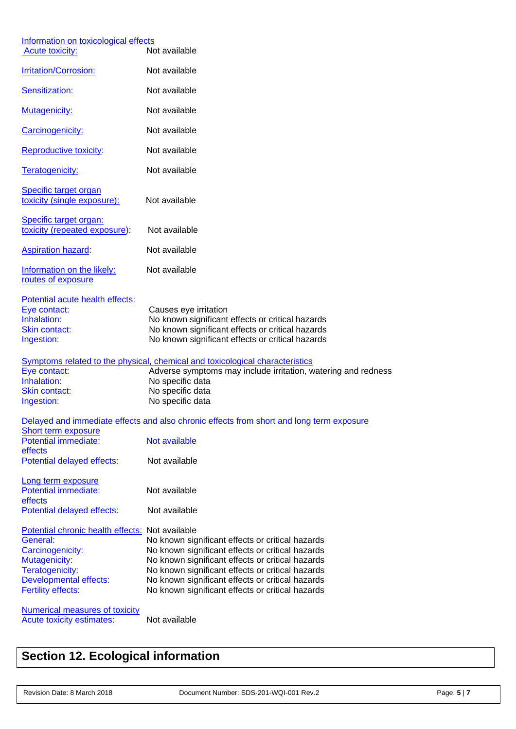Information on toxicological effects

| | |
|---|---|
| Acute toxicity: | Not available |
| Irritation/Corrosion: | Not available |
| Sensitization: | Not available |
| Mutagenicity: | Not available |
| Carcinogenicity: | Not available |
| Reproductive toxicity: | Not available |
| Teratogenicity: | Not available |
| Specific target organ toxicity (single exposure): | Not available |
| Specific target organ: toxicity (repeated exposure): | Not available |
| Aspiration hazard: | Not available |
| Information on the likely: routes of exposure | Not available |

Potential acute health effects:

| | |
|---|---|
| Eye contact: | Causes eye irritation |
| Inhalation: | No known significant effects or critical hazards |
| Skin contact: | No known significant effects or critical hazards |
| Ingestion: | No known significant effects or critical hazards |

Symptoms related to the physical, chemical and toxicological characteristics

| | |
|---|---|
| Eye contact: | Adverse symptoms may include irritation, watering and redness |
| Inhalation: | No specific data |
| Skin contact: | No specific data |
| Ingestion: | No specific data |

Delayed and immediate effects and also chronic effects from short and long term exposure

Short term exposure

| | |
|---|---|
| Potential immediate: effects | Not available |
| Potential delayed effects: | Not available |

Long term exposure

| | |
|---|---|
| Potential immediate: effects | Not available |
| Potential delayed effects: | Not available |

| | |
|---|---|
| Potential chronic health effects: | Not available |
| General: | No known significant effects or critical hazards |
| Carcinogenicity: | No known significant effects or critical hazards |
| Mutagenicity: | No known significant effects or critical hazards |
| Teratogenicity: | No known significant effects or critical hazards |
| Developmental effects: | No known significant effects or critical hazards |
| Fertility effects: | No known significant effects or critical hazards |

Numerical measures of toxicity

| | |
|---|---|
| Acute toxicity estimates: | Not available |

## Section 12. Ecological information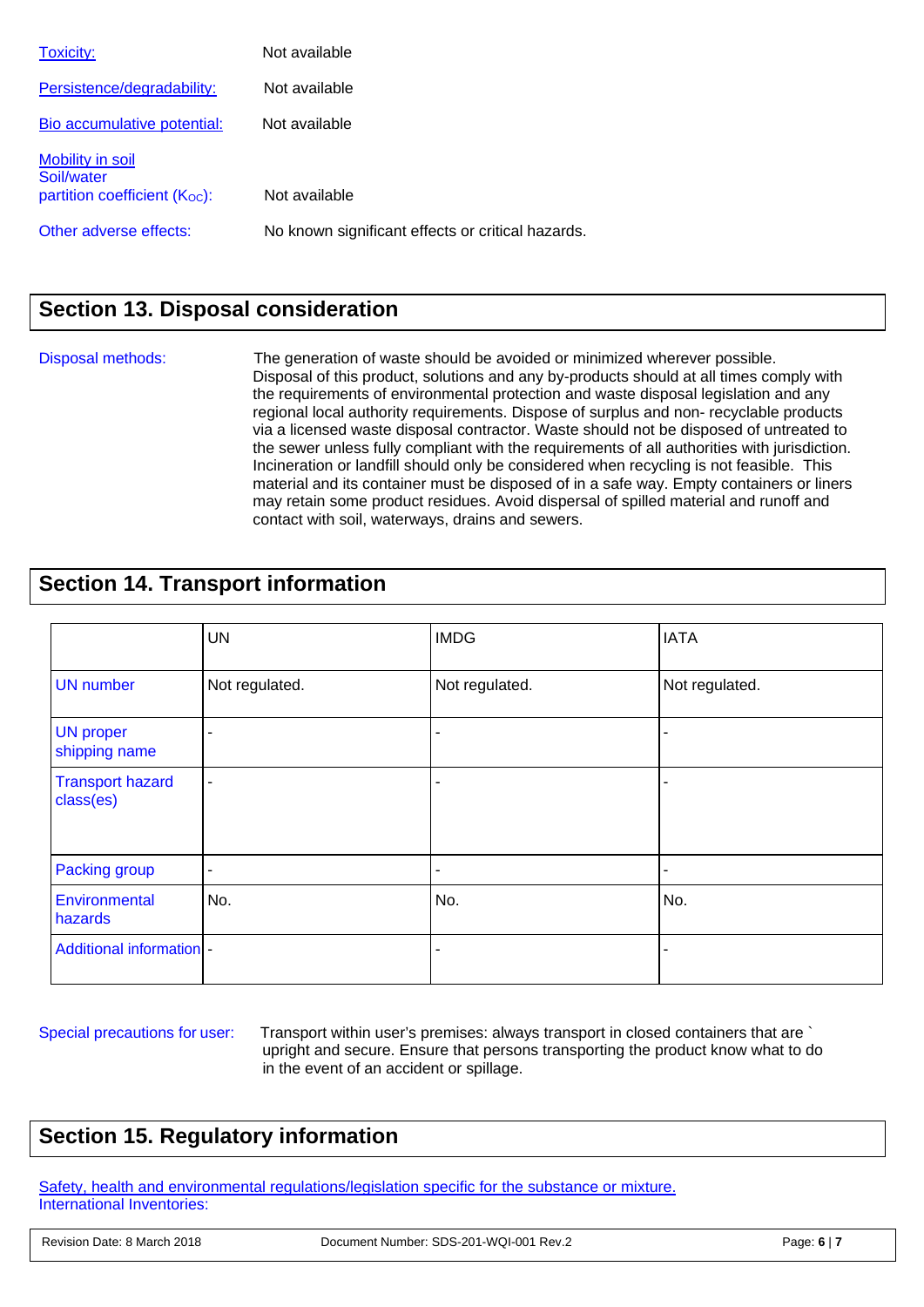Toxicity: Not available

Persistence/degradability: Not available

Bio accumulative potential: Not available

Mobility in soil
Soil/water partition coefficient ($K_{OC}$): Not available

Other adverse effects: No known significant effects or critical hazards.

## Section 13. Disposal consideration

Disposal methods: The generation of waste should be avoided or minimized wherever possible. Disposal of this product, solutions and any by-products should at all times comply with the requirements of environmental protection and waste disposal legislation and any regional local authority requirements. Dispose of surplus and non- recyclable products via a licensed waste disposal contractor. Waste should not be disposed of untreated to the sewer unless fully compliant with the requirements of all authorities with jurisdiction. Incineration or landfill should only be considered when recycling is not feasible. This material and its container must be disposed of in a safe way. Empty containers or liners may retain some product residues. Avoid dispersal of spilled material and runoff and contact with soil, waterways, drains and sewers.

## Section 14. Transport information

| | UN | IMDG | IATA |
|---|---|---|---|
| UN number | Not regulated. | Not regulated. | Not regulated. |
| UN proper shipping name | - | - | - |
| Transport hazard class(es) | - | - | - |
| Packing group | - | - | - |
| Environmental hazards | No. | No. | No. |
| Additional information | - | - | - |

Special precautions for user: Transport within user's premises: always transport in closed containers that are ` upright and secure. Ensure that persons transporting the product know what to do in the event of an accident or spillage.

## Section 15. Regulatory information

Safety, health and environmental regulations/legislation specific for the substance or mixture.
International Inventories: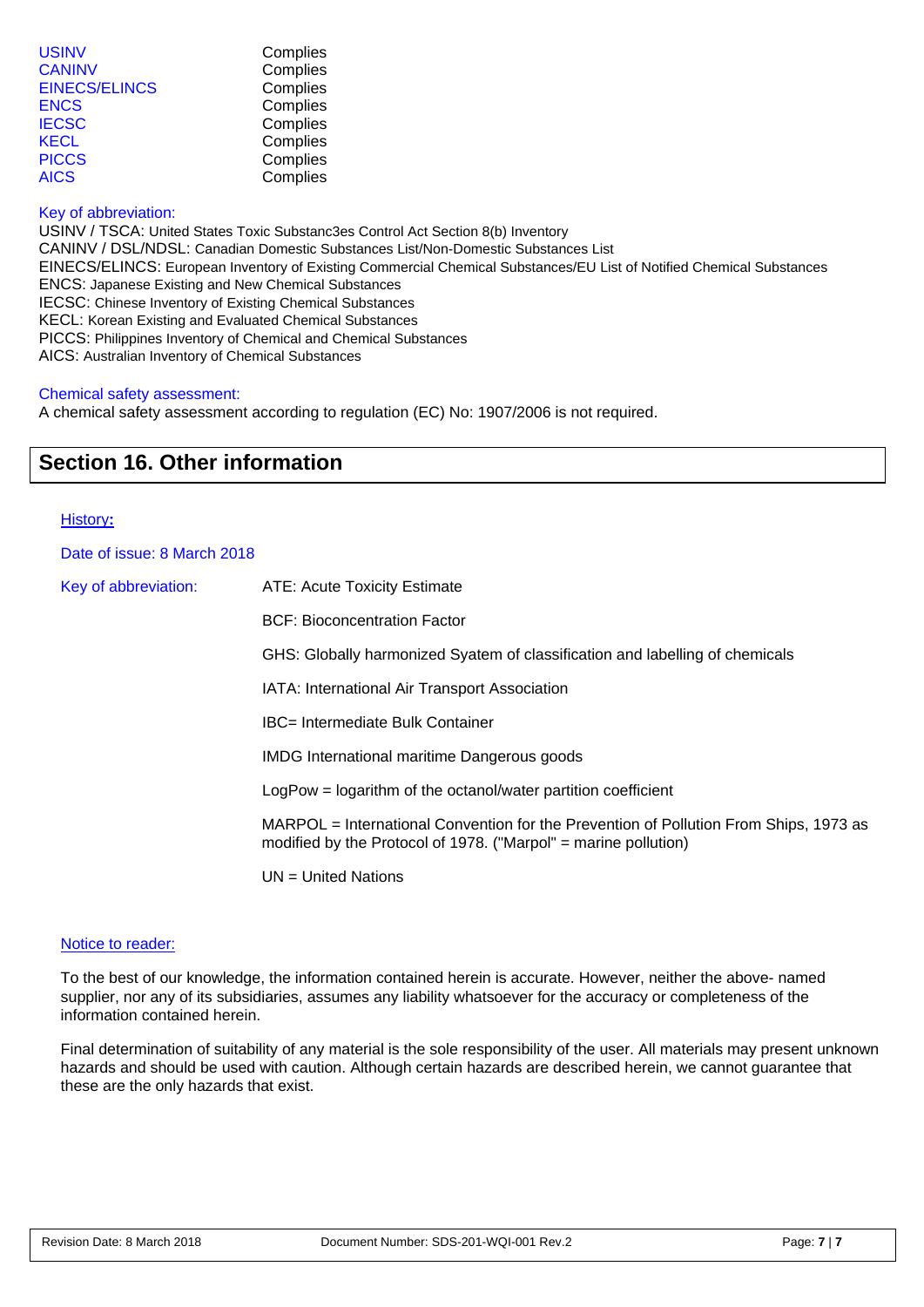| | |
|---|---|
| USINV | Complies |
| CANINV | Complies |
| EINECS/ELINCS | Complies |
| ENCS | Complies |
| IECSC | Complies |
| KECL | Complies |
| PICCS | Complies |
| AICS | Complies |

Key of abbreviation:

USINV / TSCA: United States Toxic Substanc3es Control Act Section 8(b) Inventory
CANINV / DSL/NDSL: Canadian Domestic Substances List/Non-Domestic Substances List
EINECS/ELINCS: European Inventory of Existing Commercial Chemical Substances/EU List of Notified Chemical Substances
ENCS: Japanese Existing and New Chemical Substances
IECSC: Chinese Inventory of Existing Chemical Substances
KECL: Korean Existing and Evaluated Chemical Substances
PICCS: Philippines Inventory of Chemical and Chemical Substances
AICS: Australian Inventory of Chemical Substances

Chemical safety assessment:

A chemical safety assessment according to regulation (EC) No: 1907/2006 is not required.

## Section 16. Other information

History:

Date of issue: 8 March 2018

Key of abbreviation:

ATE: Acute Toxicity Estimate

BCF: Bioconcentration Factor

GHS: Globally harmonized Syatem of classification and labelling of chemicals

IATA: International Air Transport Association

IBC= Intermediate Bulk Container

IMDG International maritime Dangerous goods

LogPow = logarithm of the octanol/water partition coefficient

MARPOL = International Convention for the Prevention of Pollution From Ships, 1973 as modified by the Protocol of 1978. ("Marpol" = marine pollution)

UN = United Nations

Notice to reader:

To the best of our knowledge, the information contained herein is accurate. However, neither the above- named supplier, nor any of its subsidiaries, assumes any liability whatsoever for the accuracy or completeness of the information contained herein.

Final determination of suitability of any material is the sole responsibility of the user. All materials may present unknown hazards and should be used with caution. Although certain hazards are described herein, we cannot guarantee that these are the only hazards that exist.